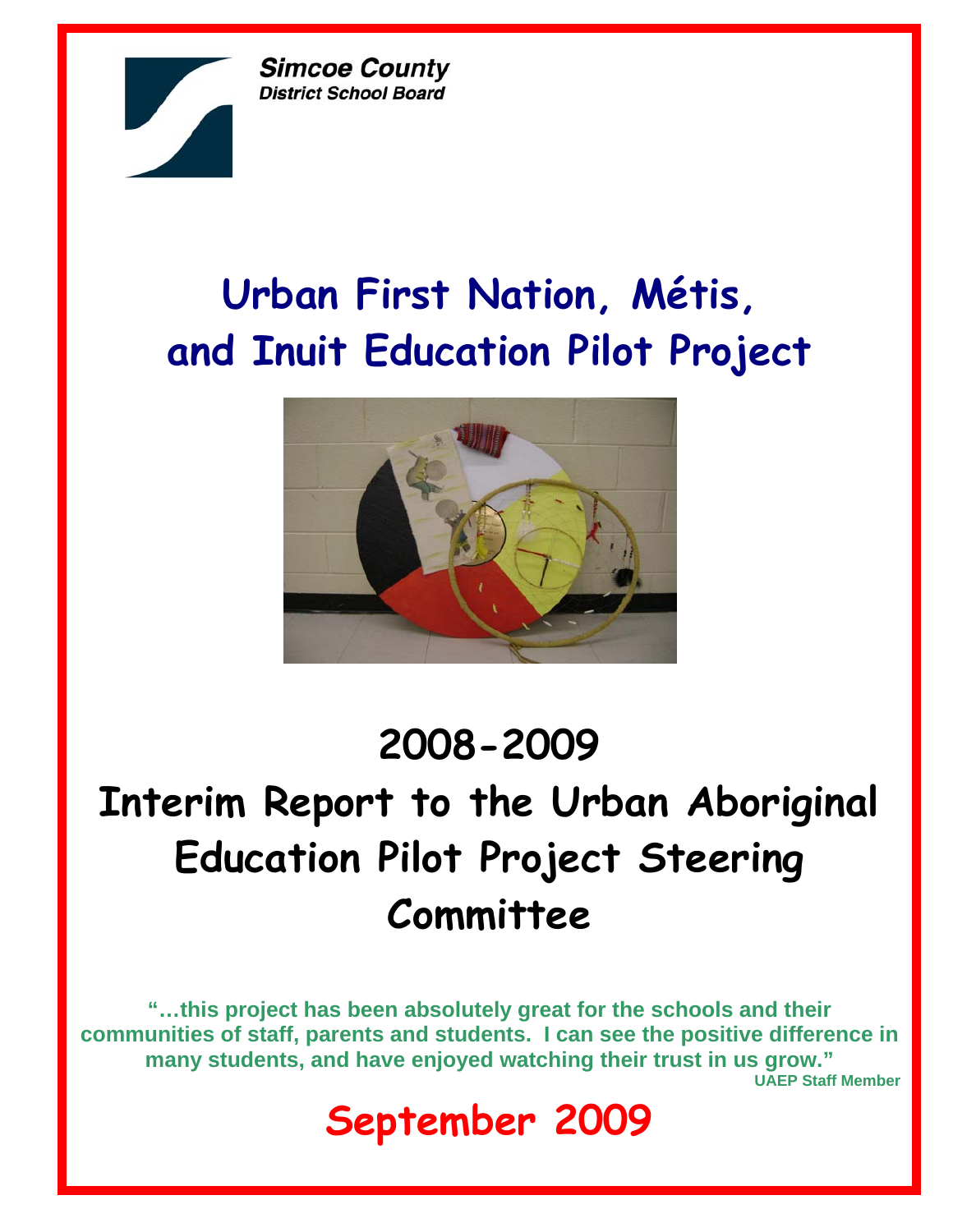Simcoe County
District School Board

# Urban First Nation, Métis, and Inuit Education Pilot Project

## 2008-2009

## Interim Report to the Urban Aboriginal Education Pilot Project Steering Committee

**"…this project has been absolutely great for the schools and their communities of staff, parents and students. I can see the positive difference in many students, and have enjoyed watching their trust in us grow."**
**UAEP Staff Member**

## September 2009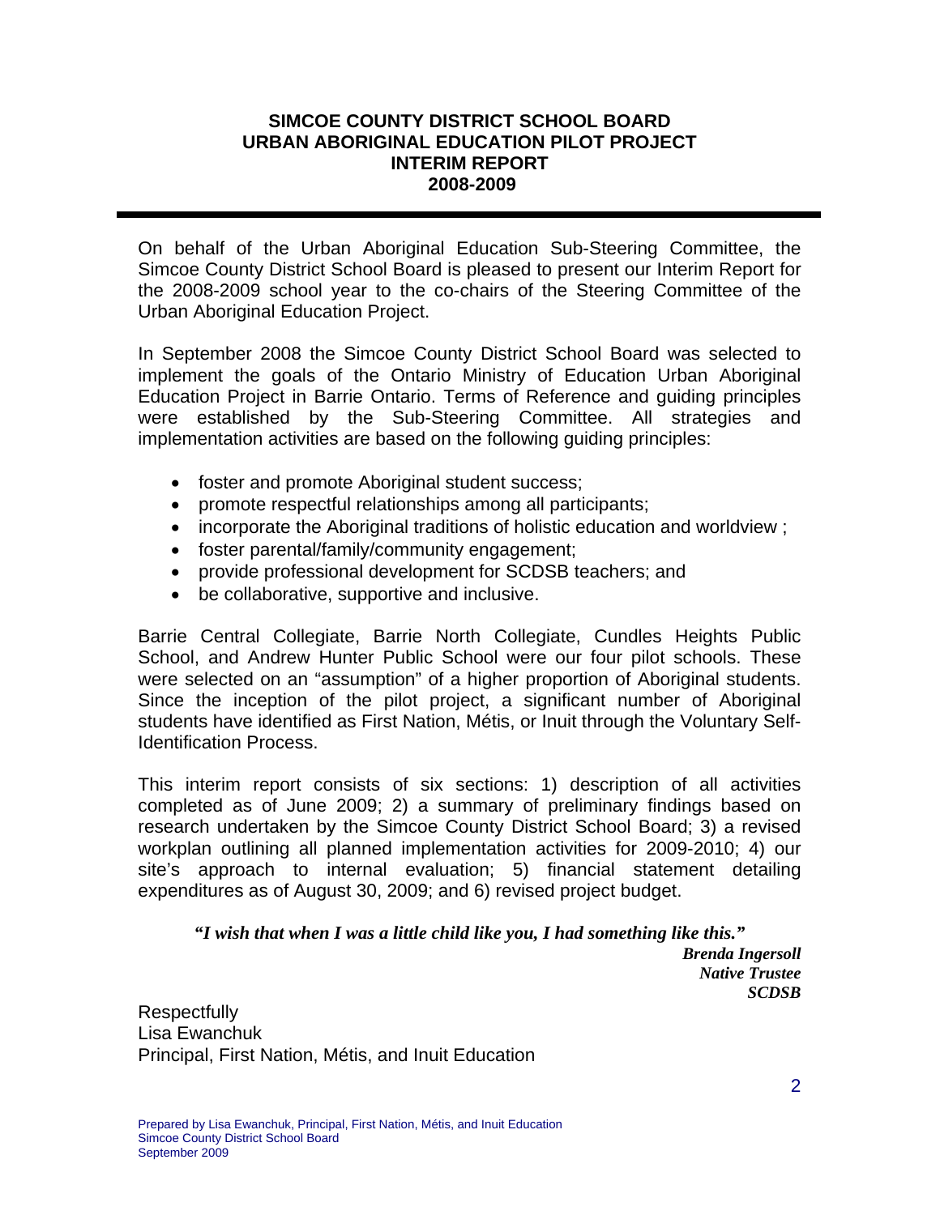# SIMCOE COUNTY DISTRICT SCHOOL BOARD
# URBAN ABORIGINAL EDUCATION PILOT PROJECT
# INTERIM REPORT
# 2008-2009

---

On behalf of the Urban Aboriginal Education Sub-Steering Committee, the Simcoe County District School Board is pleased to present our Interim Report for the 2008-2009 school year to the co-chairs of the Steering Committee of the Urban Aboriginal Education Project.

In September 2008 the Simcoe County District School Board was selected to implement the goals of the Ontario Ministry of Education Urban Aboriginal Education Project in Barrie Ontario. Terms of Reference and guiding principles were established by the Sub-Steering Committee. All strategies and implementation activities are based on the following guiding principles:

- foster and promote Aboriginal student success;
- promote respectful relationships among all participants;
- incorporate the Aboriginal traditions of holistic education and worldview ;
- foster parental/family/community engagement;
- provide professional development for SCDSB teachers; and
- be collaborative, supportive and inclusive.

Barrie Central Collegiate, Barrie North Collegiate, Cundles Heights Public School, and Andrew Hunter Public School were our four pilot schools. These were selected on an "assumption" of a higher proportion of Aboriginal students. Since the inception of the pilot project, a significant number of Aboriginal students have identified as First Nation, Métis, or Inuit through the Voluntary Self-Identification Process.

This interim report consists of six sections: 1) description of all activities completed as of June 2009; 2) a summary of preliminary findings based on research undertaken by the Simcoe County District School Board; 3) a revised workplan outlining all planned implementation activities for 2009-2010; 4) our site's approach to internal evaluation; 5) financial statement detailing expenditures as of August 30, 2009; and 6) revised project budget.

***"I wish that when I was a little child like you, I had something like this."***

***Brenda Ingersoll***
***Native Trustee***
***SCDSB***

Respectfully
Lisa Ewanchuk
Principal, First Nation, Métis, and Inuit Education

Prepared by Lisa Ewanchuk, Principal, First Nation, Métis, and Inuit Education
Simcoe County District School Board
September 2009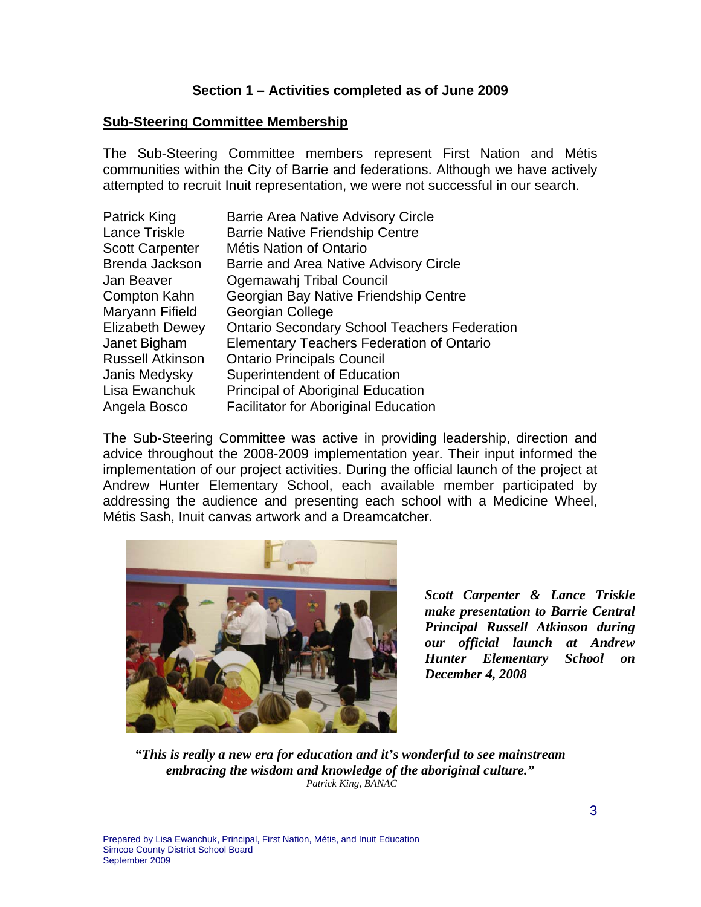## Section 1 – Activities completed as of June 2009

### Sub-Steering Committee Membership

The Sub-Steering Committee members represent First Nation and Métis communities within the City of Barrie and federations. Although we have actively attempted to recruit Inuit representation, we were not successful in our search.

| | |
|---|---|
| Patrick King | Barrie Area Native Advisory Circle |
| Lance Triskle | Barrie Native Friendship Centre |
| Scott Carpenter | Métis Nation of Ontario |
| Brenda Jackson | Barrie and Area Native Advisory Circle |
| Jan Beaver | Ogemawahj Tribal Council |
| Compton Kahn | Georgian Bay Native Friendship Centre |
| Maryann Fifield | Georgian College |
| Elizabeth Dewey | Ontario Secondary School Teachers Federation |
| Janet Bigham | Elementary Teachers Federation of Ontario |
| Russell Atkinson | Ontario Principals Council |
| Janis Medysky | Superintendent of Education |
| Lisa Ewanchuk | Principal of Aboriginal Education |
| Angela Bosco | Facilitator for Aboriginal Education |

The Sub-Steering Committee was active in providing leadership, direction and advice throughout the 2008-2009 implementation year. Their input informed the implementation of our project activities. During the official launch of the project at Andrew Hunter Elementary School, each available member participated by addressing the audience and presenting each school with a Medicine Wheel, Métis Sash, Inuit canvas artwork and a Dreamcatcher.

***Scott Carpenter & Lance Triskle make presentation to Barrie Central Principal Russell Atkinson during our official launch at Andrew Hunter Elementary School on December 4, 2008***

***"This is really a new era for education and it's wonderful to see mainstream embracing the wisdom and knowledge of the aboriginal culture."***
*Patrick King, BANAC*

Prepared by Lisa Ewanchuk, Principal, First Nation, Métis, and Inuit Education
Simcoe County District School Board
September 2009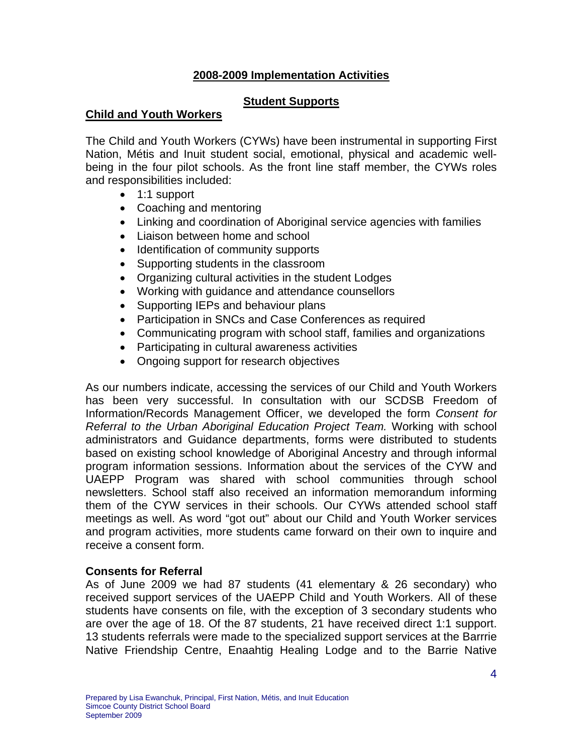## 2008-2009 Implementation Activities

### Student Supports

**Child and Youth Workers**

The Child and Youth Workers (CYWs) have been instrumental in supporting First Nation, Métis and Inuit student social, emotional, physical and academic well-being in the four pilot schools. As the front line staff member, the CYWs roles and responsibilities included:

- 1:1 support
- Coaching and mentoring
- Linking and coordination of Aboriginal service agencies with families
- Liaison between home and school
- Identification of community supports
- Supporting students in the classroom
- Organizing cultural activities in the student Lodges
- Working with guidance and attendance counsellors
- Supporting IEPs and behaviour plans
- Participation in SNCs and Case Conferences as required
- Communicating program with school staff, families and organizations
- Participating in cultural awareness activities
- Ongoing support for research objectives

As our numbers indicate, accessing the services of our Child and Youth Workers has been very successful. In consultation with our SCDSB Freedom of Information/Records Management Officer, we developed the form *Consent for Referral to the Urban Aboriginal Education Project Team.* Working with school administrators and Guidance departments, forms were distributed to students based on existing school knowledge of Aboriginal Ancestry and through informal program information sessions. Information about the services of the CYW and UAEPP Program was shared with school communities through school newsletters. School staff also received an information memorandum informing them of the CYW services in their schools. Our CYWs attended school staff meetings as well. As word "got out" about our Child and Youth Worker services and program activities, more students came forward on their own to inquire and receive a consent form.

**Consents for Referral**

As of June 2009 we had 87 students (41 elementary & 26 secondary) who received support services of the UAEPP Child and Youth Workers. All of these students have consents on file, with the exception of 3 secondary students who are over the age of 18. Of the 87 students, 21 have received direct 1:1 support. 13 students referrals were made to the specialized support services at the Barrrie Native Friendship Centre, Enaahtig Healing Lodge and to the Barrie Native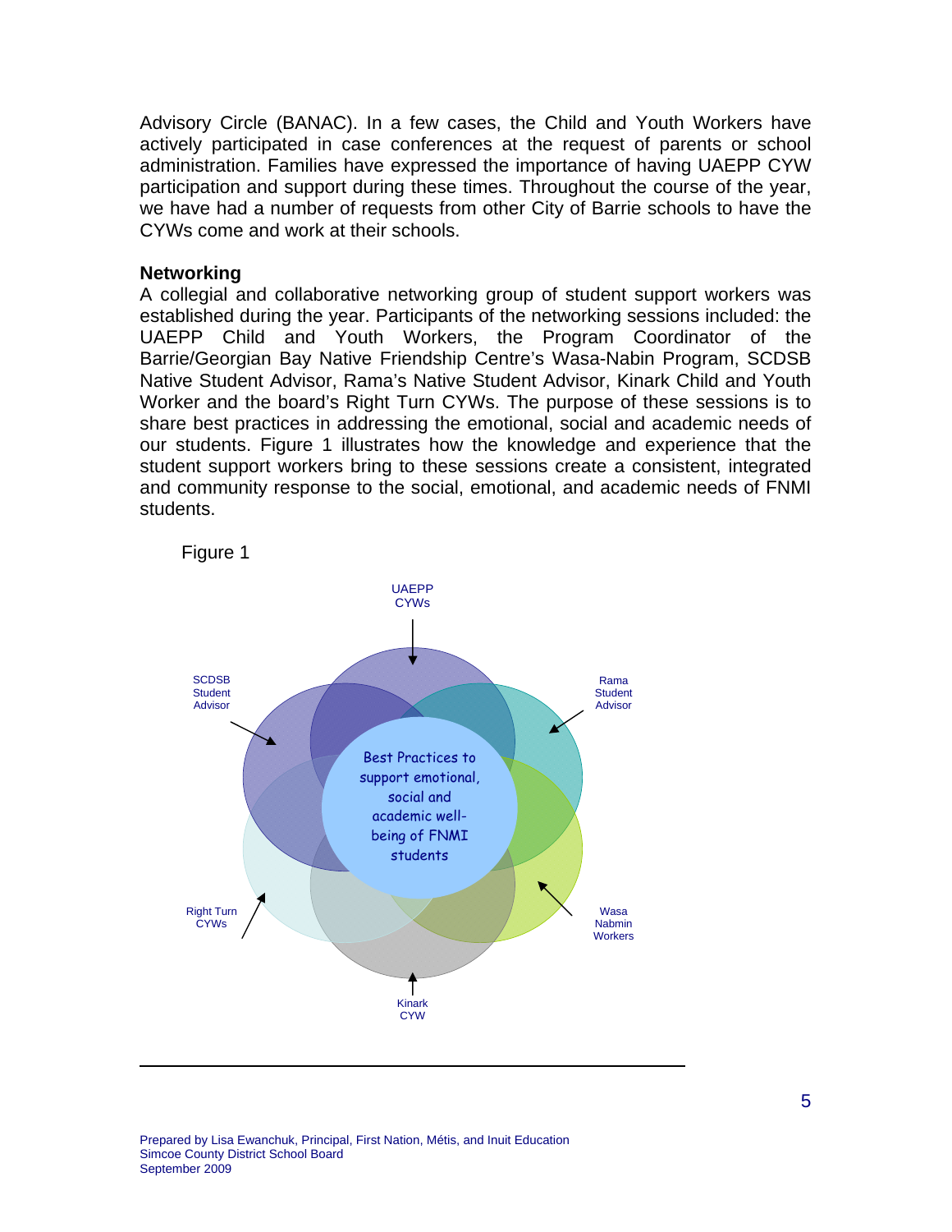Advisory Circle (BANAC). In a few cases, the Child and Youth Workers have actively participated in case conferences at the request of parents or school administration. Families have expressed the importance of having UAEPP CYW participation and support during these times. Throughout the course of the year, we have had a number of requests from other City of Barrie schools to have the CYWs come and work at their schools.

**Networking**

A collegial and collaborative networking group of student support workers was established during the year. Participants of the networking sessions included: the UAEPP Child and Youth Workers, the Program Coordinator of the Barrie/Georgian Bay Native Friendship Centre's Wasa-Nabin Program, SCDSB Native Student Advisor, Rama's Native Student Advisor, Kinark Child and Youth Worker and the board's Right Turn CYWs. The purpose of these sessions is to share best practices in addressing the emotional, social and academic needs of our students. Figure 1 illustrates how the knowledge and experience that the student support workers bring to these sessions create a consistent, integrated and community response to the social, emotional, and academic needs of FNMI students.

Figure 1

UAEPP CYWs

SCDSB Student Advisor

Rama Student Advisor

Best Practices to support emotional, social and academic well-being of FNMI students

Right Turn CYWs

Wasa Nabmin Workers

Kinark CYW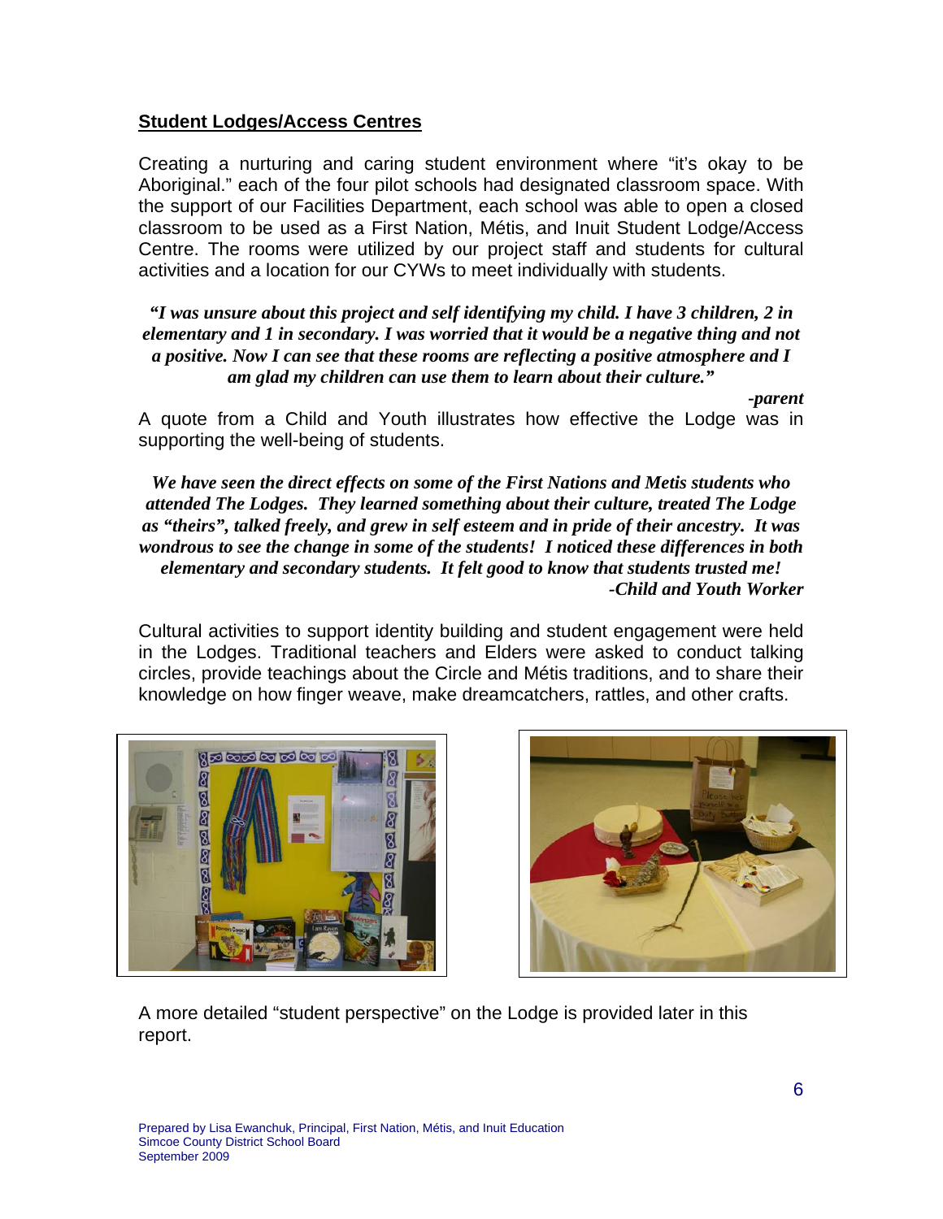## Student Lodges/Access Centres

Creating a nurturing and caring student environment where "it's okay to be Aboriginal." each of the four pilot schools had designated classroom space. With the support of our Facilities Department, each school was able to open a closed classroom to be used as a First Nation, Métis, and Inuit Student Lodge/Access Centre. The rooms were utilized by our project staff and students for cultural activities and a location for our CYWs to meet individually with students.

***"I was unsure about this project and self identifying my child. I have 3 children, 2 in elementary and 1 in secondary. I was worried that it would be a negative thing and not a positive. Now I can see that these rooms are reflecting a positive atmosphere and I am glad my children can use them to learn about their culture."***

***-parent***

A quote from a Child and Youth illustrates how effective the Lodge was in supporting the well-being of students.

***We have seen the direct effects on some of the First Nations and Metis students who attended The Lodges. They learned something about their culture, treated The Lodge as "theirs", talked freely, and grew in self esteem and in pride of their ancestry. It was wondrous to see the change in some of the students! I noticed these differences in both elementary and secondary students. It felt good to know that students trusted me!***

***-Child and Youth Worker***

Cultural activities to support identity building and student engagement were held in the Lodges. Traditional teachers and Elders were asked to conduct talking circles, provide teachings about the Circle and Métis traditions, and to share their knowledge on how finger weave, make dreamcatchers, rattles, and other crafts.

A more detailed "student perspective" on the Lodge is provided later in this report.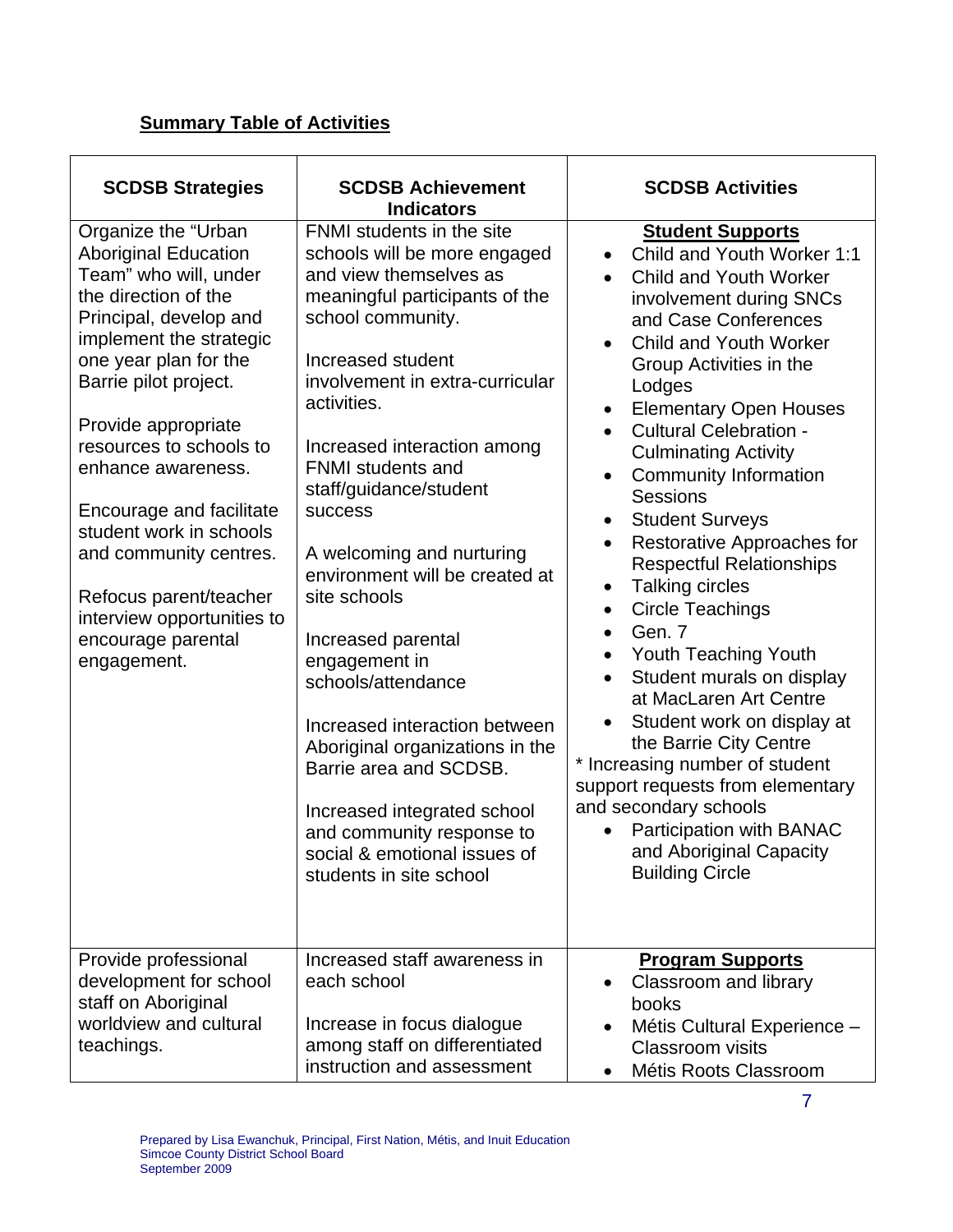**Summary Table of Activities**

| SCDSB Strategies | SCDSB Achievement Indicators | SCDSB Activities |
|---|---|---|
| Organize the “Urban Aboriginal Education Team” who will, under the direction of the Principal, develop and implement the strategic one year plan for the Barrie pilot project.<br><br>Provide appropriate resources to schools to enhance awareness.<br><br>Encourage and facilitate student work in schools and community centres.<br><br>Refocus parent/teacher interview opportunities to encourage parental engagement. | FNMI students in the site schools will be more engaged and view themselves as meaningful participants of the school community.<br><br>Increased student involvement in extra-curricular activities.<br><br>Increased interaction among FNMI students and staff/guidance/student success<br><br>A welcoming and nurturing environment will be created at site schools<br><br>Increased parental engagement in schools/attendance<br><br>Increased interaction between Aboriginal organizations in the Barrie area and SCDSB.<br><br>Increased integrated school and community response to social & emotional issues of students in site school | **Student Supports**<br>• Child and Youth Worker 1:1<br>• Child and Youth Worker involvement during SNCs and Case Conferences<br>• Child and Youth Worker Group Activities in the Lodges<br>• Elementary Open Houses<br>• Cultural Celebration - Culminating Activity<br>• Community Information Sessions<br>• Student Surveys<br>• Restorative Approaches for Respectful Relationships<br>• Talking circles<br>• Circle Teachings<br>• Gen. 7<br>• Youth Teaching Youth<br>• Student murals on display at MacLaren Art Centre<br>• Student work on display at the Barrie City Centre<br>* Increasing number of student support requests from elementary and secondary schools<br>• Participation with BANAC and Aboriginal Capacity Building Circle |
| Provide professional development for school staff on Aboriginal worldview and cultural teachings. | Increased staff awareness in each school<br><br>Increase in focus dialogue among staff on differentiated instruction and assessment | **Program Supports**<br>• Classroom and library books<br>• Métis Cultural Experience – Classroom visits<br>• Métis Roots Classroom |

Prepared by Lisa Ewanchuk, Principal, First Nation, Métis, and Inuit Education
Simcoe County District School Board
September 2009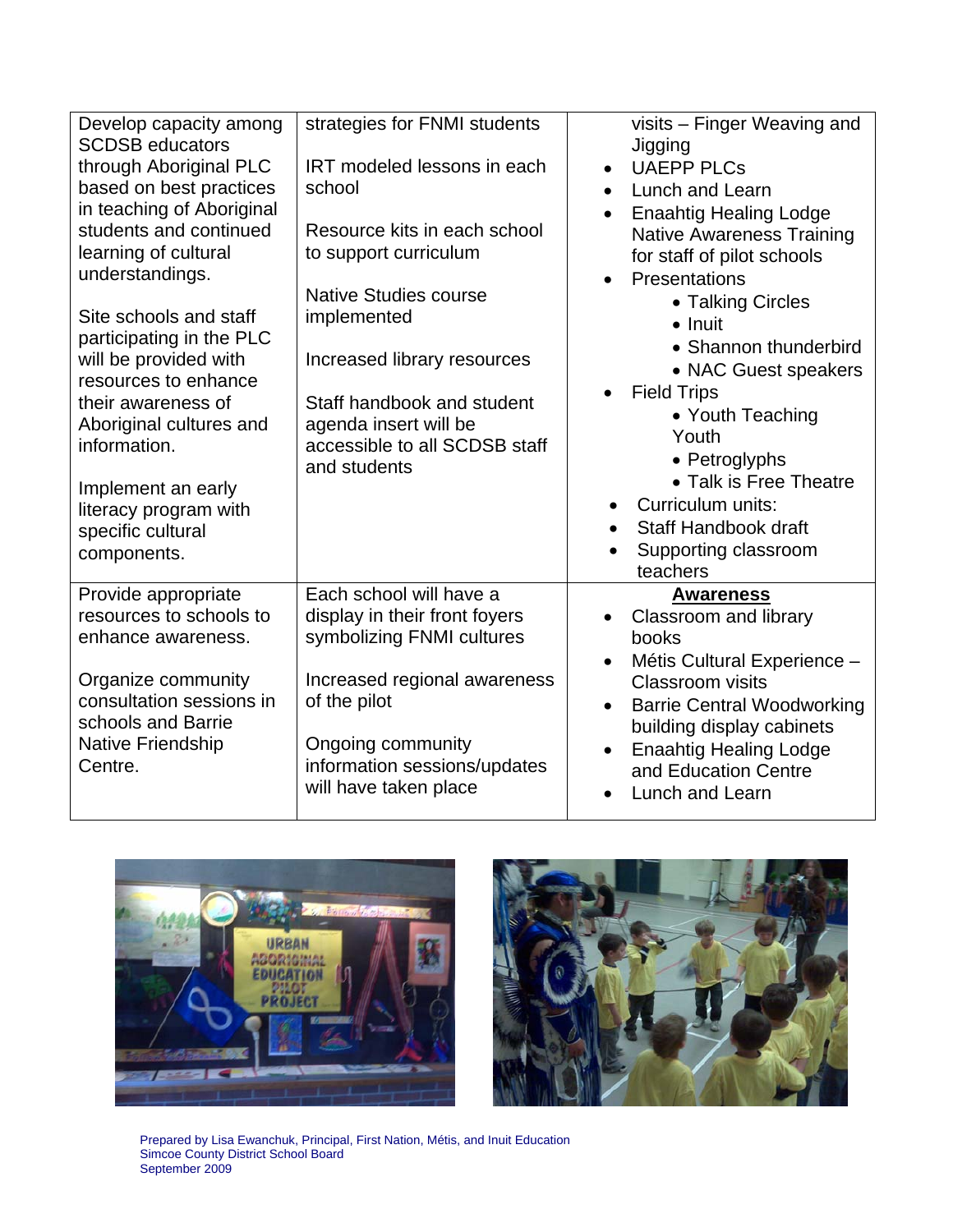| | | |
|---|---|---|
| Develop capacity among SCDSB educators through Aboriginal PLC based on best practices in teaching of Aboriginal students and continued learning of cultural understandings.<br><br>Site schools and staff participating in the PLC will be provided with resources to enhance their awareness of Aboriginal cultures and information.<br><br>Implement an early literacy program with specific cultural components. | strategies for FNMI students<br><br>IRT modeled lessons in each school<br><br>Resource kits in each school to support curriculum<br><br>Native Studies course implemented<br><br>Increased library resources<br><br>Staff handbook and student agenda insert will be accessible to all SCDSB staff and students | visits – Finger Weaving and Jigging<br>• UAEPP PLCs<br>• Lunch and Learn<br>• Enaahtig Healing Lodge Native Awareness Training for staff of pilot schools<br>• Presentations<br>&nbsp;&nbsp;&nbsp;&nbsp;• Talking Circles<br>&nbsp;&nbsp;&nbsp;&nbsp;• Inuit<br>&nbsp;&nbsp;&nbsp;&nbsp;• Shannon thunderbird<br>&nbsp;&nbsp;&nbsp;&nbsp;• NAC Guest speakers<br>• Field Trips<br>&nbsp;&nbsp;&nbsp;&nbsp;• Youth Teaching Youth<br>&nbsp;&nbsp;&nbsp;&nbsp;• Petroglyphs<br>&nbsp;&nbsp;&nbsp;&nbsp;• Talk is Free Theatre<br>• Curriculum units:<br>• Staff Handbook draft<br>• Supporting classroom teachers |
| Provide appropriate resources to schools to enhance awareness.<br><br>Organize community consultation sessions in schools and Barrie Native Friendship Centre. | Each school will have a display in their front foyers symbolizing FNMI cultures<br><br>Increased regional awareness of the pilot<br><br>Ongoing community information sessions/updates will have taken place | **Awareness**<br>• Classroom and library books<br>• Métis Cultural Experience – Classroom visits<br>• Barrie Central Woodworking building display cabinets<br>• Enaahtig Healing Lodge and Education Centre<br>• Lunch and Learn |

Prepared by Lisa Ewanchuk, Principal, First Nation, Métis, and Inuit Education
Simcoe County District School Board
September 2009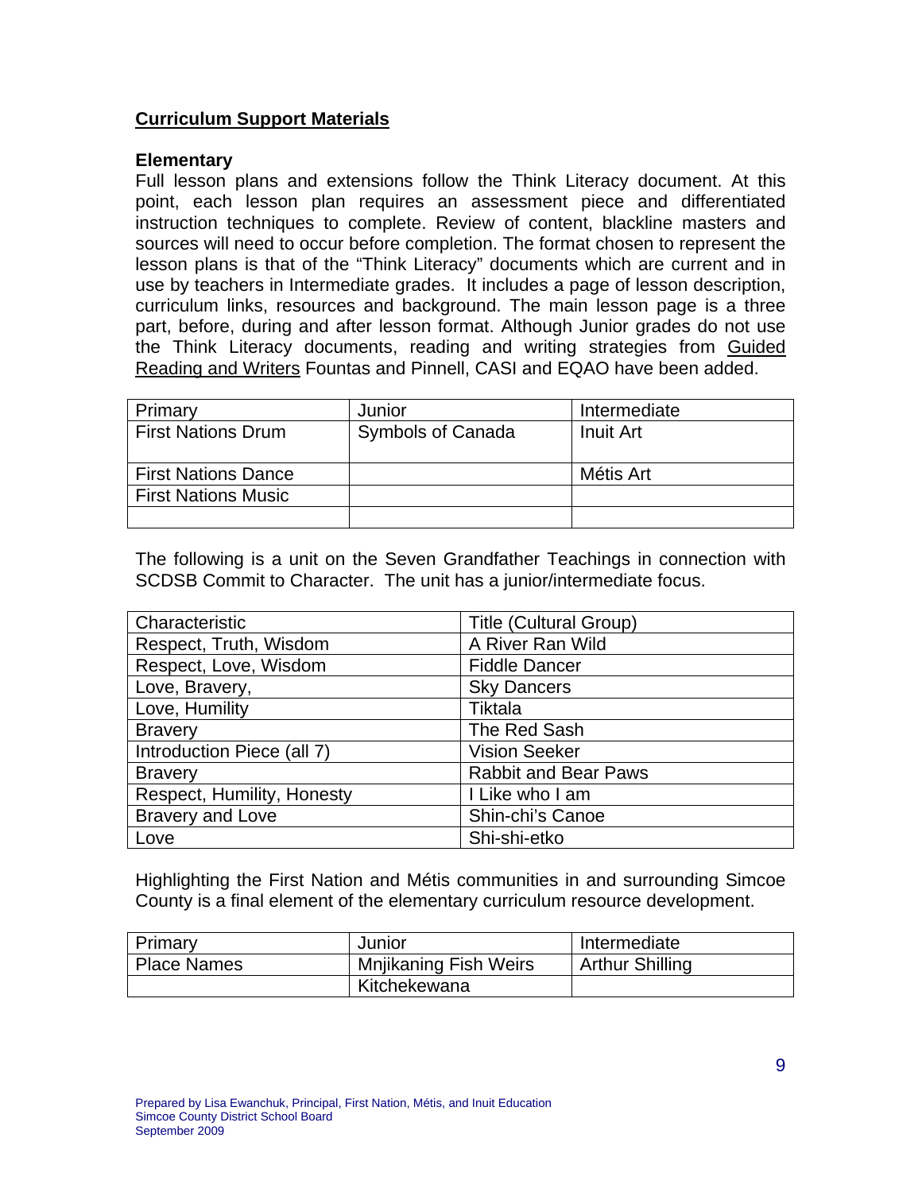## Curriculum Support Materials

### Elementary

Full lesson plans and extensions follow the Think Literacy document. At this point, each lesson plan requires an assessment piece and differentiated instruction techniques to complete. Review of content, blackline masters and sources will need to occur before completion. The format chosen to represent the lesson plans is that of the "Think Literacy" documents which are current and in use by teachers in Intermediate grades. It includes a page of lesson description, curriculum links, resources and background. The main lesson page is a three part, before, during and after lesson format. Although Junior grades do not use the Think Literacy documents, reading and writing strategies from Guided Reading and Writers Fountas and Pinnell, CASI and EQAO have been added.

| Primary | Junior | Intermediate |
|---|---|---|
| First Nations Drum | Symbols of Canada | Inuit Art |
| First Nations Dance | | Métis Art |
| First Nations Music | | |
| | | |

The following is a unit on the Seven Grandfather Teachings in connection with SCDSB Commit to Character. The unit has a junior/intermediate focus.

| Characteristic | Title (Cultural Group) |
|---|---|
| Respect, Truth, Wisdom | A River Ran Wild |
| Respect, Love, Wisdom | Fiddle Dancer |
| Love, Bravery, | Sky Dancers |
| Love, Humility | Tiktala |
| Bravery | The Red Sash |
| Introduction Piece (all 7) | Vision Seeker |
| Bravery | Rabbit and Bear Paws |
| Respect, Humility, Honesty | I Like who I am |
| Bravery and Love | Shin-chi's Canoe |
| Love | Shi-shi-etko |

Highlighting the First Nation and Métis communities in and surrounding Simcoe County is a final element of the elementary curriculum resource development.

| Primary | Junior | Intermediate |
|---|---|---|
| Place Names | Mnjikaning Fish Weirs | Arthur Shilling |
| | Kitchekewana | |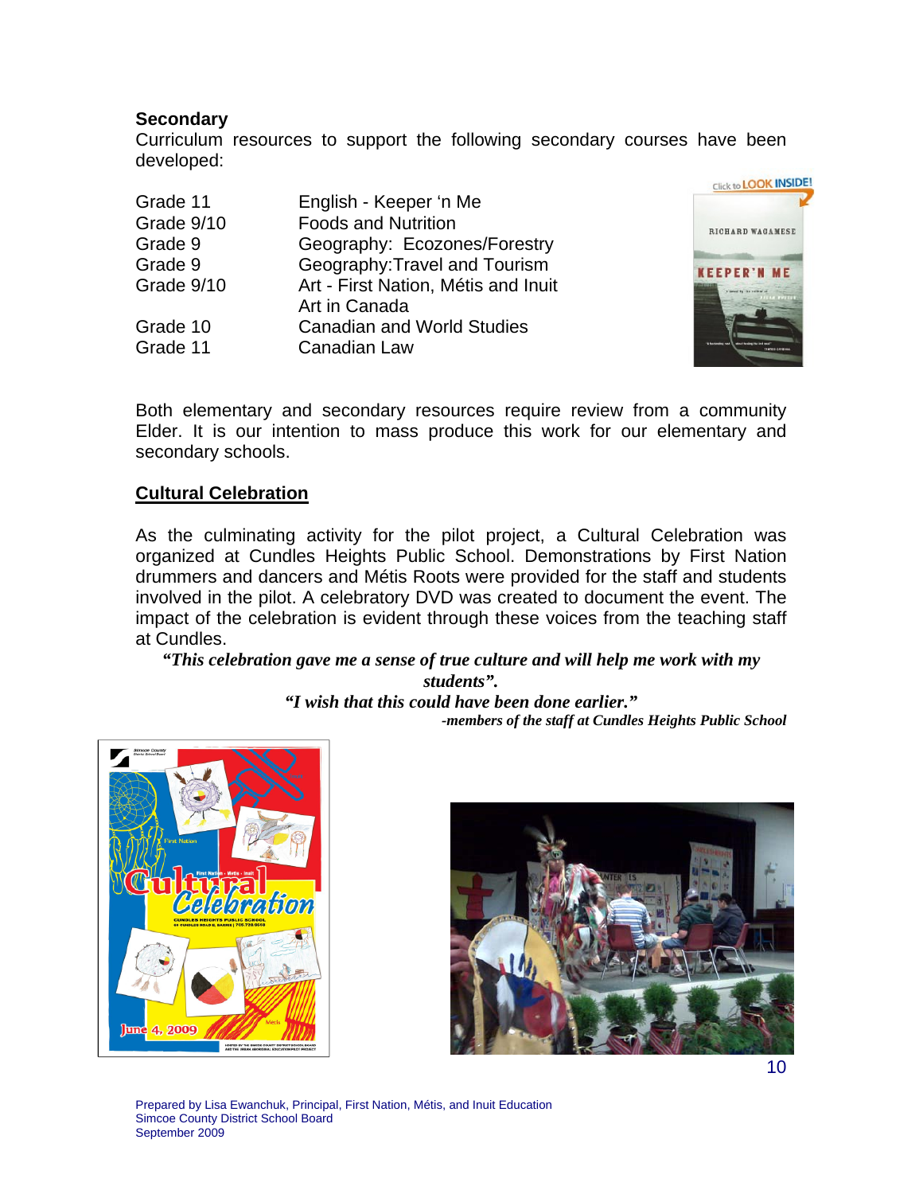**Secondary**

Curriculum resources to support the following secondary courses have been developed:

| | |
|---|---|
| Grade 11 | English - Keeper 'n Me |
| Grade 9/10 | Foods and Nutrition |
| Grade 9 | Geography: Ecozones/Forestry |
| Grade 9 | Geography:Travel and Tourism |
| Grade 9/10 | Art - First Nation, Métis and Inuit Art in Canada |
| Grade 10 | Canadian and World Studies |
| Grade 11 | Canadian Law |

Both elementary and secondary resources require review from a community Elder. It is our intention to mass produce this work for our elementary and secondary schools.

## Cultural Celebration

As the culminating activity for the pilot project, a Cultural Celebration was organized at Cundles Heights Public School. Demonstrations by First Nation drummers and dancers and Métis Roots were provided for the staff and students involved in the pilot. A celebratory DVD was created to document the event. The impact of the celebration is evident through these voices from the teaching staff at Cundles.

***"This celebration gave me a sense of true culture and will help me work with my students".***

***"I wish that this could have been done earlier."***

***-members of the staff at Cundles Heights Public School***

Prepared by Lisa Ewanchuk, Principal, First Nation, Métis, and Inuit Education
Simcoe County District School Board
September 2009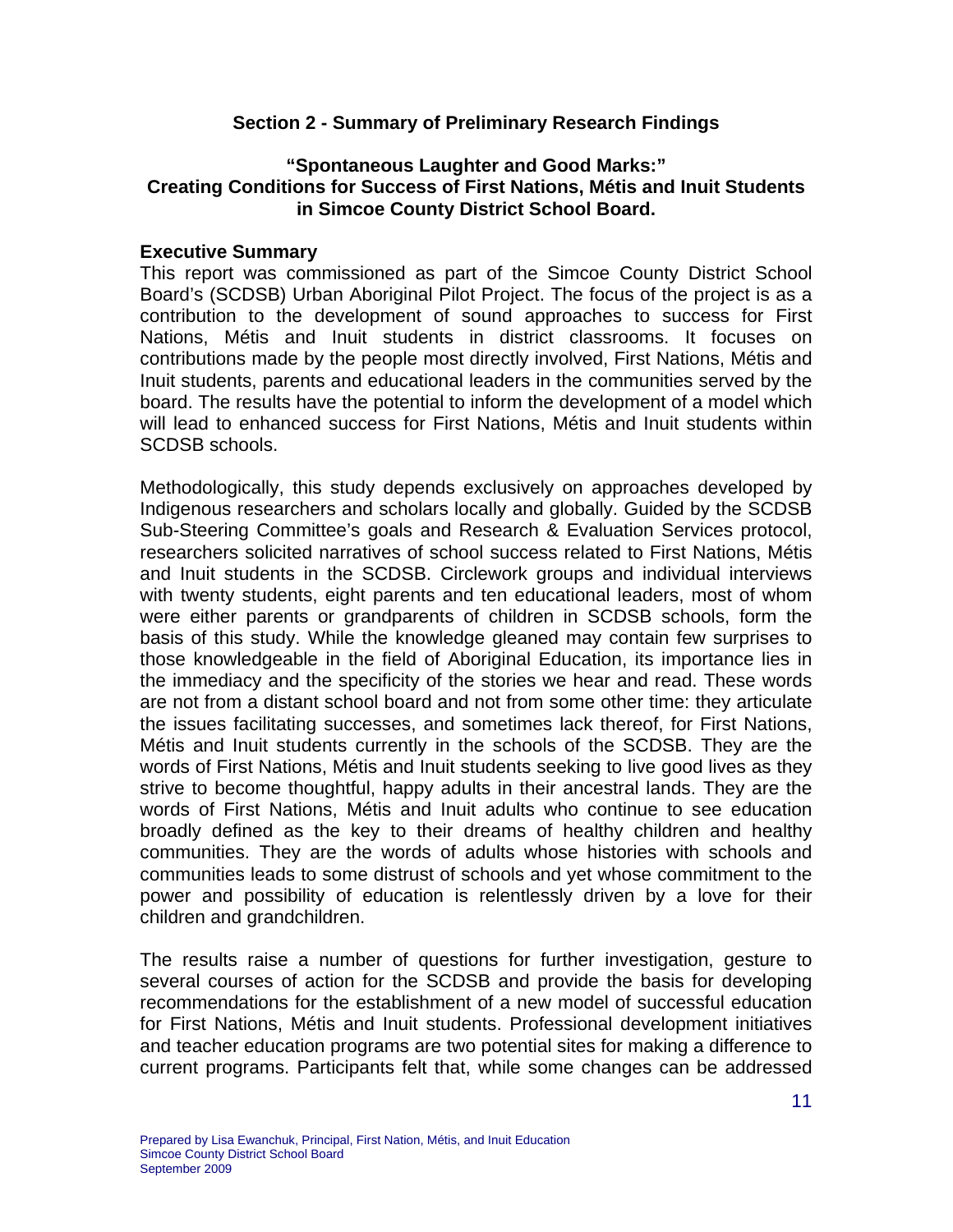## Section 2 - Summary of Preliminary Research Findings

### "Spontaneous Laughter and Good Marks:" Creating Conditions for Success of First Nations, Métis and Inuit Students in Simcoe County District School Board.

**Executive Summary**

This report was commissioned as part of the Simcoe County District School Board's (SCDSB) Urban Aboriginal Pilot Project. The focus of the project is as a contribution to the development of sound approaches to success for First Nations, Métis and Inuit students in district classrooms. It focuses on contributions made by the people most directly involved, First Nations, Métis and Inuit students, parents and educational leaders in the communities served by the board. The results have the potential to inform the development of a model which will lead to enhanced success for First Nations, Métis and Inuit students within SCDSB schools.

Methodologically, this study depends exclusively on approaches developed by Indigenous researchers and scholars locally and globally. Guided by the SCDSB Sub-Steering Committee's goals and Research & Evaluation Services protocol, researchers solicited narratives of school success related to First Nations, Métis and Inuit students in the SCDSB. Circlework groups and individual interviews with twenty students, eight parents and ten educational leaders, most of whom were either parents or grandparents of children in SCDSB schools, form the basis of this study. While the knowledge gleaned may contain few surprises to those knowledgeable in the field of Aboriginal Education, its importance lies in the immediacy and the specificity of the stories we hear and read. These words are not from a distant school board and not from some other time: they articulate the issues facilitating successes, and sometimes lack thereof, for First Nations, Métis and Inuit students currently in the schools of the SCDSB. They are the words of First Nations, Métis and Inuit students seeking to live good lives as they strive to become thoughtful, happy adults in their ancestral lands. They are the words of First Nations, Métis and Inuit adults who continue to see education broadly defined as the key to their dreams of healthy children and healthy communities. They are the words of adults whose histories with schools and communities leads to some distrust of schools and yet whose commitment to the power and possibility of education is relentlessly driven by a love for their children and grandchildren.

The results raise a number of questions for further investigation, gesture to several courses of action for the SCDSB and provide the basis for developing recommendations for the establishment of a new model of successful education for First Nations, Métis and Inuit students. Professional development initiatives and teacher education programs are two potential sites for making a difference to current programs. Participants felt that, while some changes can be addressed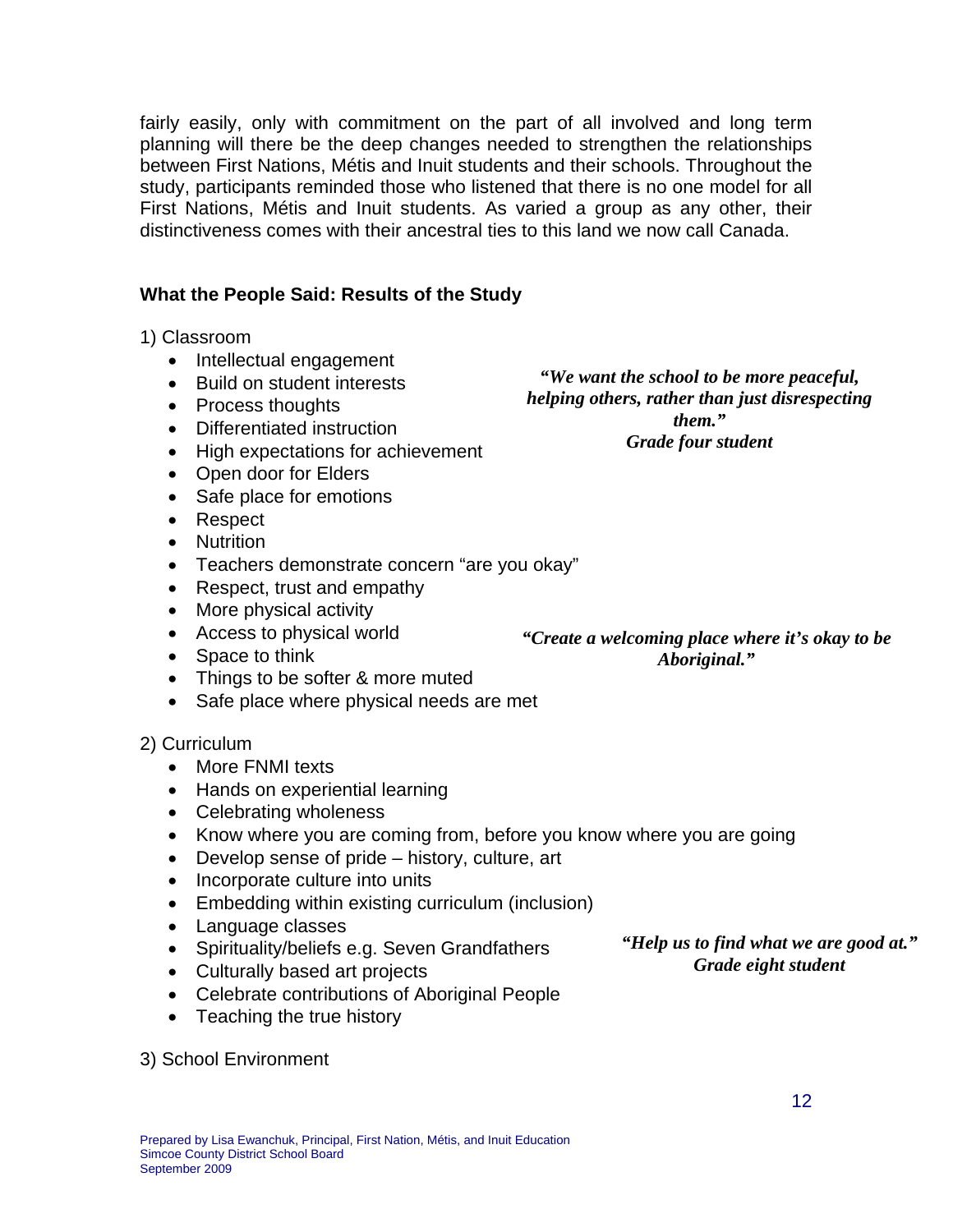fairly easily, only with commitment on the part of all involved and long term planning will there be the deep changes needed to strengthen the relationships between First Nations, Métis and Inuit students and their schools. Throughout the study, participants reminded those who listened that there is no one model for all First Nations, Métis and Inuit students. As varied a group as any other, their distinctiveness comes with their ancestral ties to this land we now call Canada.

### What the People Said: Results of the Study

1) Classroom

- Intellectual engagement
- Build on student interests
- Process thoughts
- Differentiated instruction
- High expectations for achievement
- Open door for Elders
- Safe place for emotions
- Respect
- Nutrition
- Teachers demonstrate concern "are you okay"
- Respect, trust and empathy
- More physical activity
- Access to physical world
- Space to think
- Things to be softer & more muted
- Safe place where physical needs are met

***"We want the school to be more peaceful, helping others, rather than just disrespecting them."***
***Grade four student***

***"Create a welcoming place where it's okay to be Aboriginal."***

2) Curriculum

- More FNMI texts
- Hands on experiential learning
- Celebrating wholeness
- Know where you are coming from, before you know where you are going
- Develop sense of pride – history, culture, art
- Incorporate culture into units
- Embedding within existing curriculum (inclusion)
- Language classes
- Spirituality/beliefs e.g. Seven Grandfathers
- Culturally based art projects
- Celebrate contributions of Aboriginal People
- Teaching the true history

***"Help us to find what we are good at."***
***Grade eight student***

3) School Environment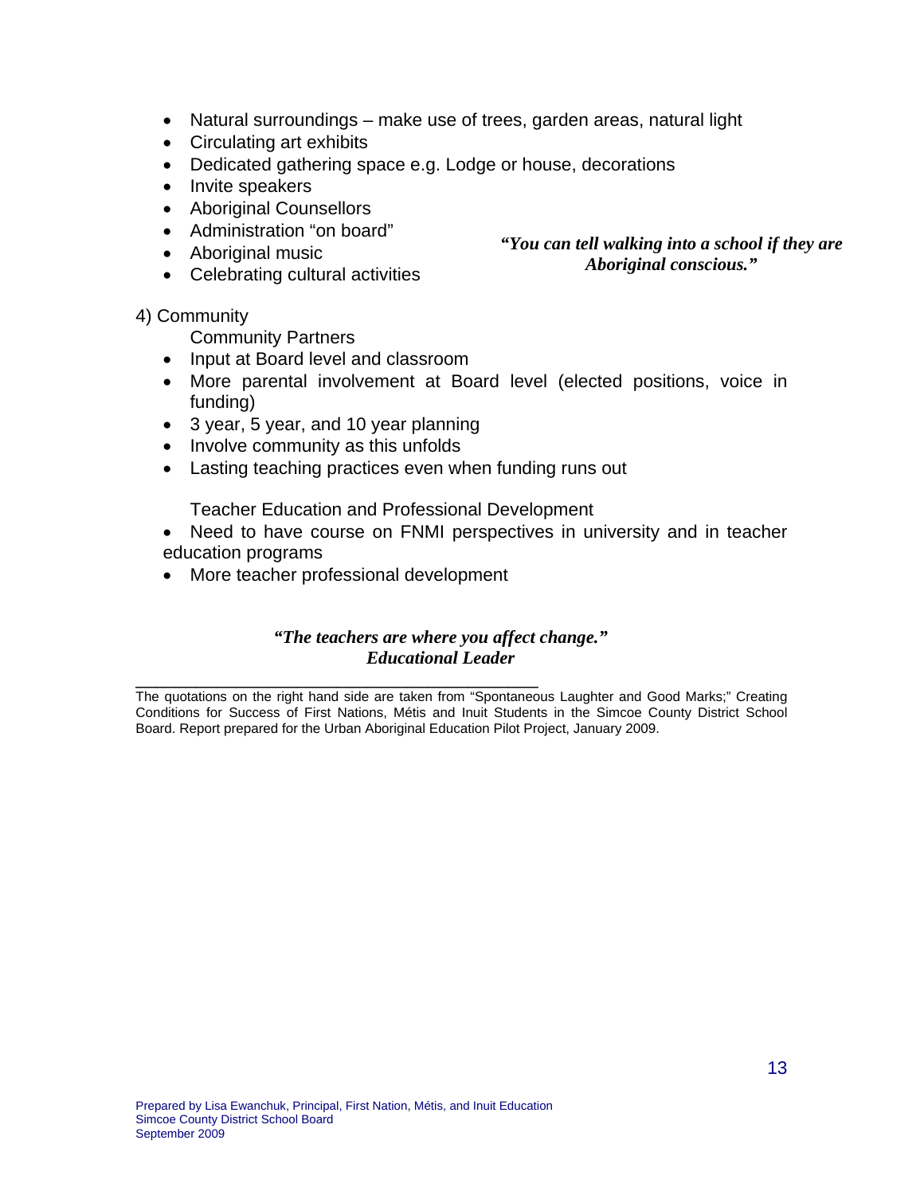- Natural surroundings – make use of trees, garden areas, natural light
- Circulating art exhibits
- Dedicated gathering space e.g. Lodge or house, decorations
- Invite speakers
- Aboriginal Counsellors
- Administration “on board”
- Aboriginal music
- Celebrating cultural activities

***“You can tell walking into a school if they are Aboriginal conscious.”***

4) Community

Community Partners

- Input at Board level and classroom
- More parental involvement at Board level (elected positions, voice in funding)
- 3 year, 5 year, and 10 year planning
- Involve community as this unfolds
- Lasting teaching practices even when funding runs out

Teacher Education and Professional Development

- Need to have course on FNMI perspectives in university and in teacher education programs
- More teacher professional development

***“The teachers are where you affect change.”***
***Educational Leader***

---

The quotations on the right hand side are taken from “Spontaneous Laughter and Good Marks;” Creating Conditions for Success of First Nations, Métis and Inuit Students in the Simcoe County District School Board. Report prepared for the Urban Aboriginal Education Pilot Project, January 2009.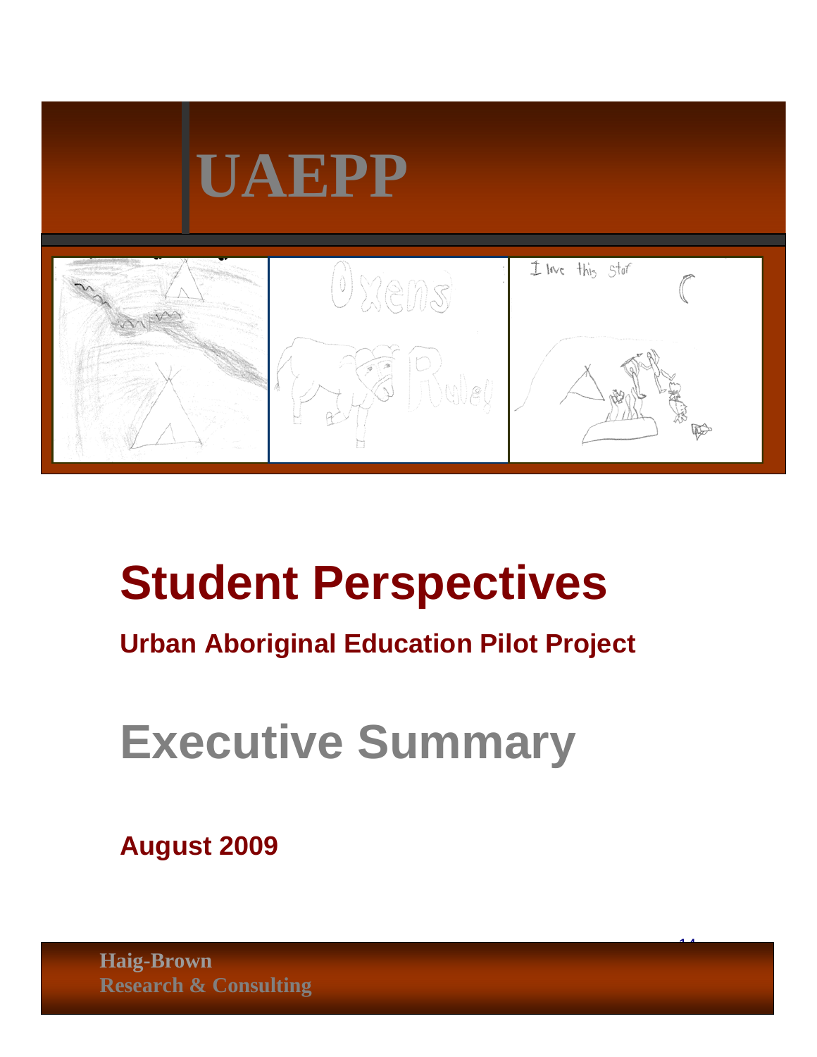# UAEPP

# Student Perspectives

## Urban Aboriginal Education Pilot Project

# Executive Summary

**August 2009**

**Haig-Brown Research & Consulting**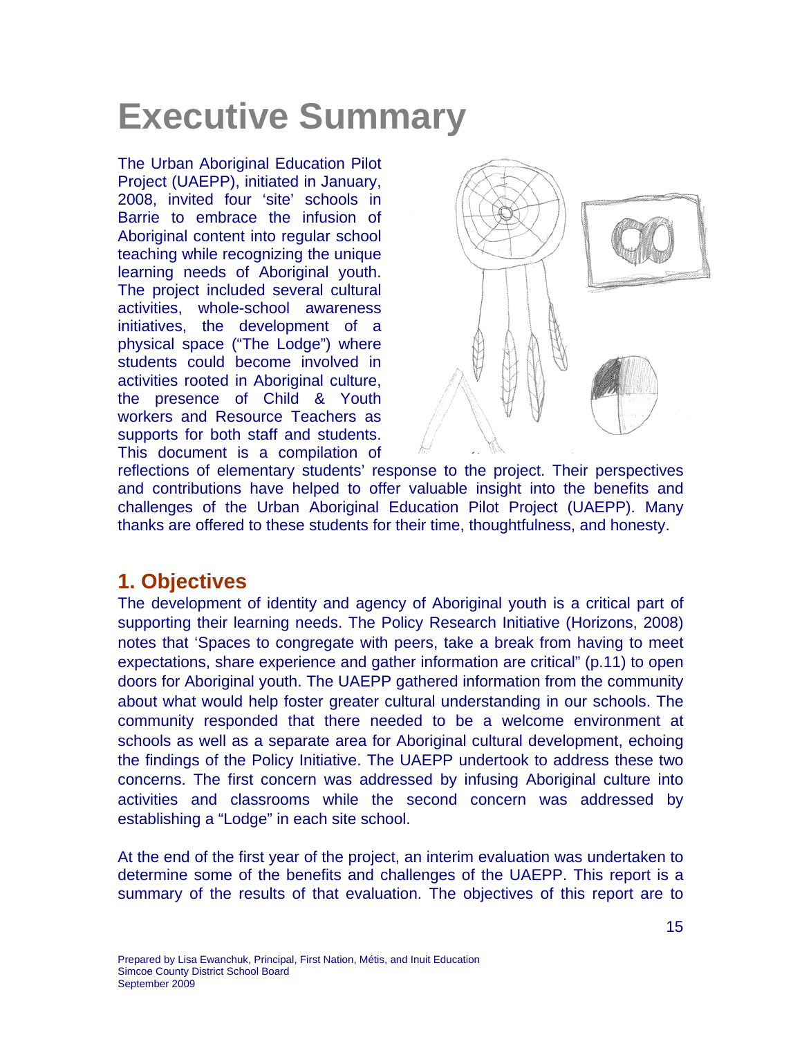# Executive Summary

The Urban Aboriginal Education Pilot Project (UAEPP), initiated in January, 2008, invited four 'site' schools in Barrie to embrace the infusion of Aboriginal content into regular school teaching while recognizing the unique learning needs of Aboriginal youth. The project included several cultural activities, whole-school awareness initiatives, the development of a physical space ("The Lodge") where students could become involved in activities rooted in Aboriginal culture, the presence of Child & Youth workers and Resource Teachers as supports for both staff and students. This document is a compilation of reflections of elementary students' response to the project. Their perspectives and contributions have helped to offer valuable insight into the benefits and challenges of the Urban Aboriginal Education Pilot Project (UAEPP). Many thanks are offered to these students for their time, thoughtfulness, and honesty.

## 1. Objectives

The development of identity and agency of Aboriginal youth is a critical part of supporting their learning needs. The Policy Research Initiative (Horizons, 2008) notes that 'Spaces to congregate with peers, take a break from having to meet expectations, share experience and gather information are critical" (p.11) to open doors for Aboriginal youth. The UAEPP gathered information from the community about what would help foster greater cultural understanding in our schools. The community responded that there needed to be a welcome environment at schools as well as a separate area for Aboriginal cultural development, echoing the findings of the Policy Initiative. The UAEPP undertook to address these two concerns. The first concern was addressed by infusing Aboriginal culture into activities and classrooms while the second concern was addressed by establishing a "Lodge" in each site school.

At the end of the first year of the project, an interim evaluation was undertaken to determine some of the benefits and challenges of the UAEPP. This report is a summary of the results of that evaluation. The objectives of this report are to

Prepared by Lisa Ewanchuk, Principal, First Nation, Métis, and Inuit Education
Simcoe County District School Board
September 2009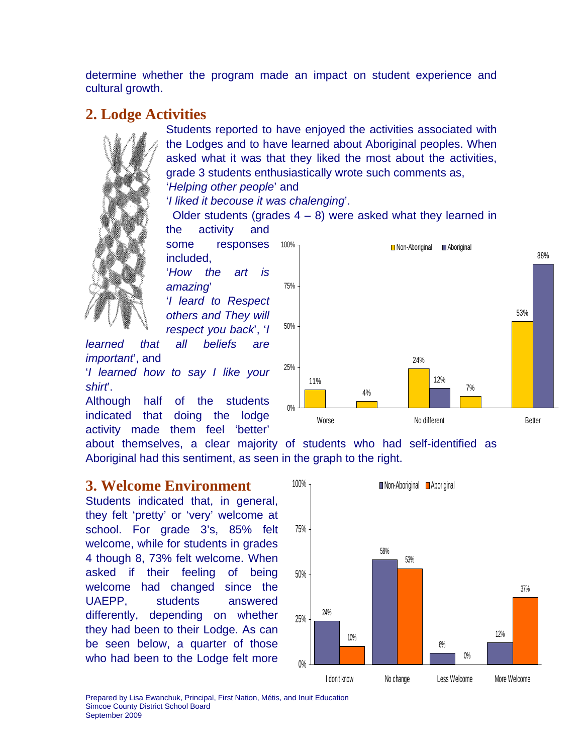determine whether the program made an impact on student experience and cultural growth.

## 2. Lodge Activities

Students reported to have enjoyed the activities associated with the Lodges and to have learned about Aboriginal peoples. When asked what it was that they liked the most about the activities, grade 3 students enthusiastically wrote such comments as,

'*Helping other people*' and

'*I liked it becouse it was chalenging*'.

Older students (grades 4 – 8) were asked what they learned in the activity and some responses included,

'*How the art is amazing*'

'*I leard to Respect others and They will respect you back*', '*I learned that all beliefs are important*', and

'*I learned how to say I like your shirt*'.

Although half of the students indicated that doing the lodge activity made them feel 'better' about themselves, a clear majority of students who had self-identified as Aboriginal had this sentiment, as seen in the graph to the right.

| | Non-Aboriginal | Aboriginal |
|---|---|---|
| Worse | 11% | 4% |
| No different | 24% | 12% |
| Better | 53% | 88% |

## 3. Welcome Environment

Students indicated that, in general, they felt 'pretty' or 'very' welcome at school. For grade 3's, 85% felt welcome, while for students in grades 4 though 8, 73% felt welcome. When asked if their feeling of being welcome had changed since the UAEPP, students answered differently, depending on whether they had been to their Lodge. As can be seen below, a quarter of those who had been to the Lodge felt more

| | Non-Aboriginal | Aboriginal |
|---|---|---|
| I don't know | 24% | 10% |
| No change | 58% | 53% |
| Less Welcome | 6% | 0% |
| More Welcome | 12% | 37% |

Prepared by Lisa Ewanchuk, Principal, First Nation, Métis, and Inuit Education
Simcoe County District School Board
September 2009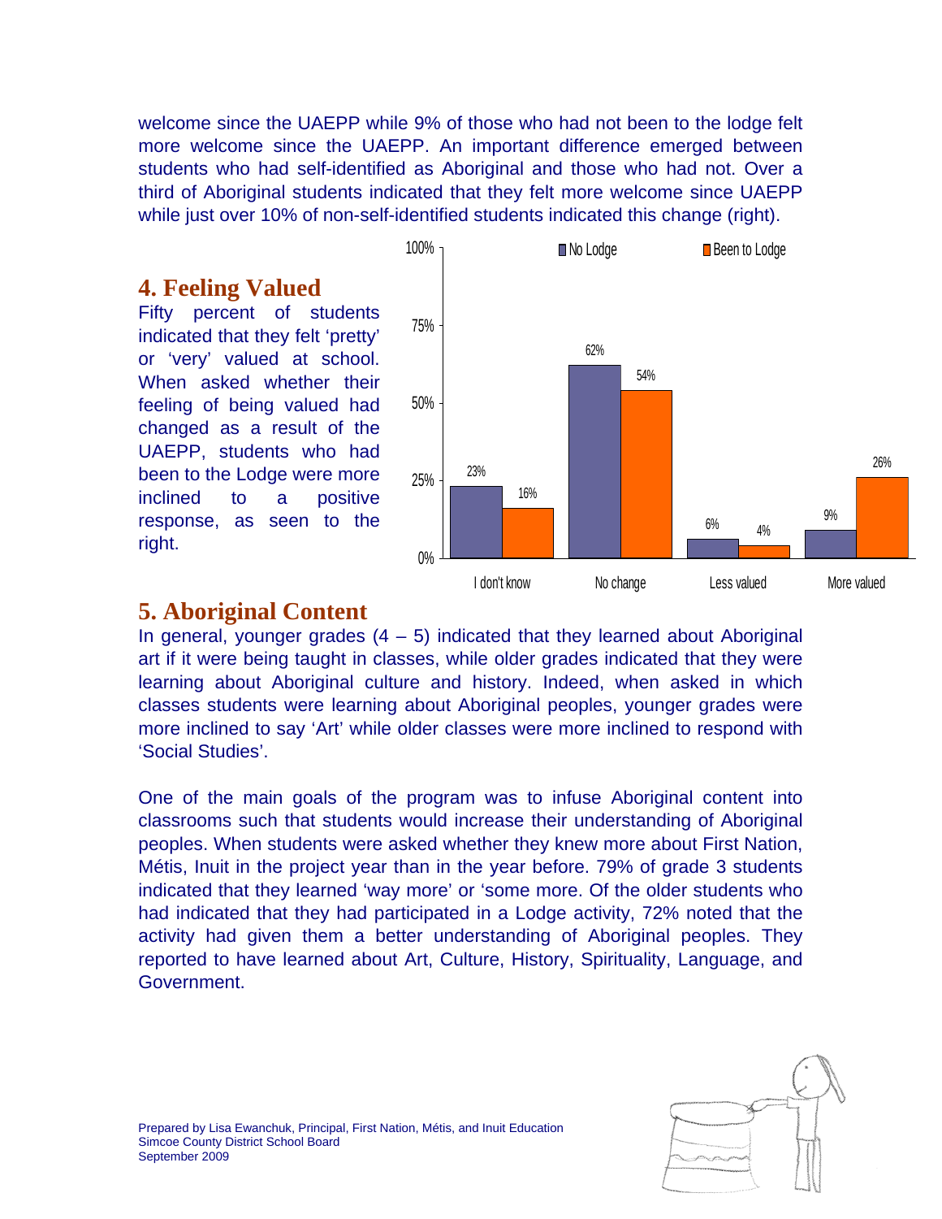welcome since the UAEPP while 9% of those who had not been to the lodge felt more welcome since the UAEPP. An important difference emerged between students who had self-identified as Aboriginal and those who had not. Over a third of Aboriginal students indicated that they felt more welcome since UAEPP while just over 10% of non-self-identified students indicated this change (right).

## 4. Feeling Valued

Fifty percent of students indicated that they felt 'pretty' or 'very' valued at school. When asked whether their feeling of being valued had changed as a result of the UAEPP, students who had been to the Lodge were more inclined to a positive response, as seen to the right.

| | No Lodge | Been to Lodge |
|---|---|---|
| I don't know | 23% | 16% |
| No change | 62% | 54% |
| Less valued | 6% | 4% |
| More valued | 9% | 26% |

## 5. Aboriginal Content

In general, younger grades (4 – 5) indicated that they learned about Aboriginal art if it were being taught in classes, while older grades indicated that they were learning about Aboriginal culture and history. Indeed, when asked in which classes students were learning about Aboriginal peoples, younger grades were more inclined to say 'Art' while older classes were more inclined to respond with 'Social Studies'.

One of the main goals of the program was to infuse Aboriginal content into classrooms such that students would increase their understanding of Aboriginal peoples. When students were asked whether they knew more about First Nation, Métis, Inuit in the project year than in the year before. 79% of grade 3 students indicated that they learned 'way more' or 'some more. Of the older students who had indicated that they had participated in a Lodge activity, 72% noted that the activity had given them a better understanding of Aboriginal peoples. They reported to have learned about Art, Culture, History, Spirituality, Language, and Government.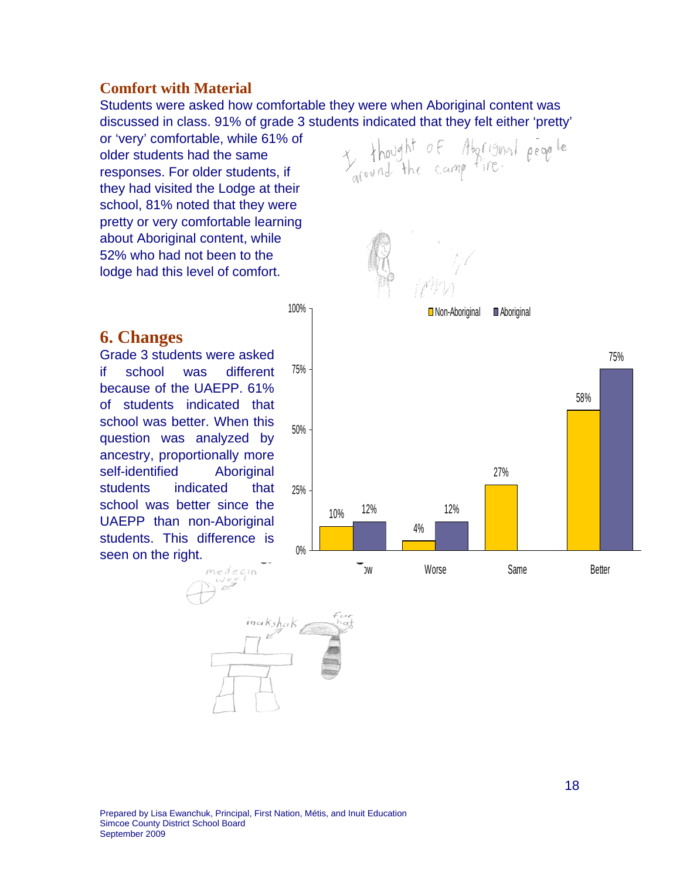## Comfort with Material

Students were asked how comfortable they were when Aboriginal content was discussed in class. 91% of grade 3 students indicated that they felt either 'pretty' or 'very' comfortable, while 61% of older students had the same responses. For older students, if they had visited the Lodge at their school, 81% noted that they were pretty or very comfortable learning about Aboriginal content, while 52% who had not been to the lodge had this level of comfort.

I thought of Aboriginal people around the camp fire.

# 6. Changes

Grade 3 students were asked if school was different because of the UAEPP. 61% of students indicated that school was better. When this question was analyzed by ancestry, proportionally more self-identified Aboriginal students indicated that school was better since the UAEPP than non-Aboriginal students. This difference is seen on the right.

| | Non-Aboriginal | Aboriginal |
|---|---|---|
| Don't Know | 10% | 12% |
| Worse | 4% | 12% |
| Same | 27% | |
| Better | 58% | 75% |

medecin weel

inakshak

fur hat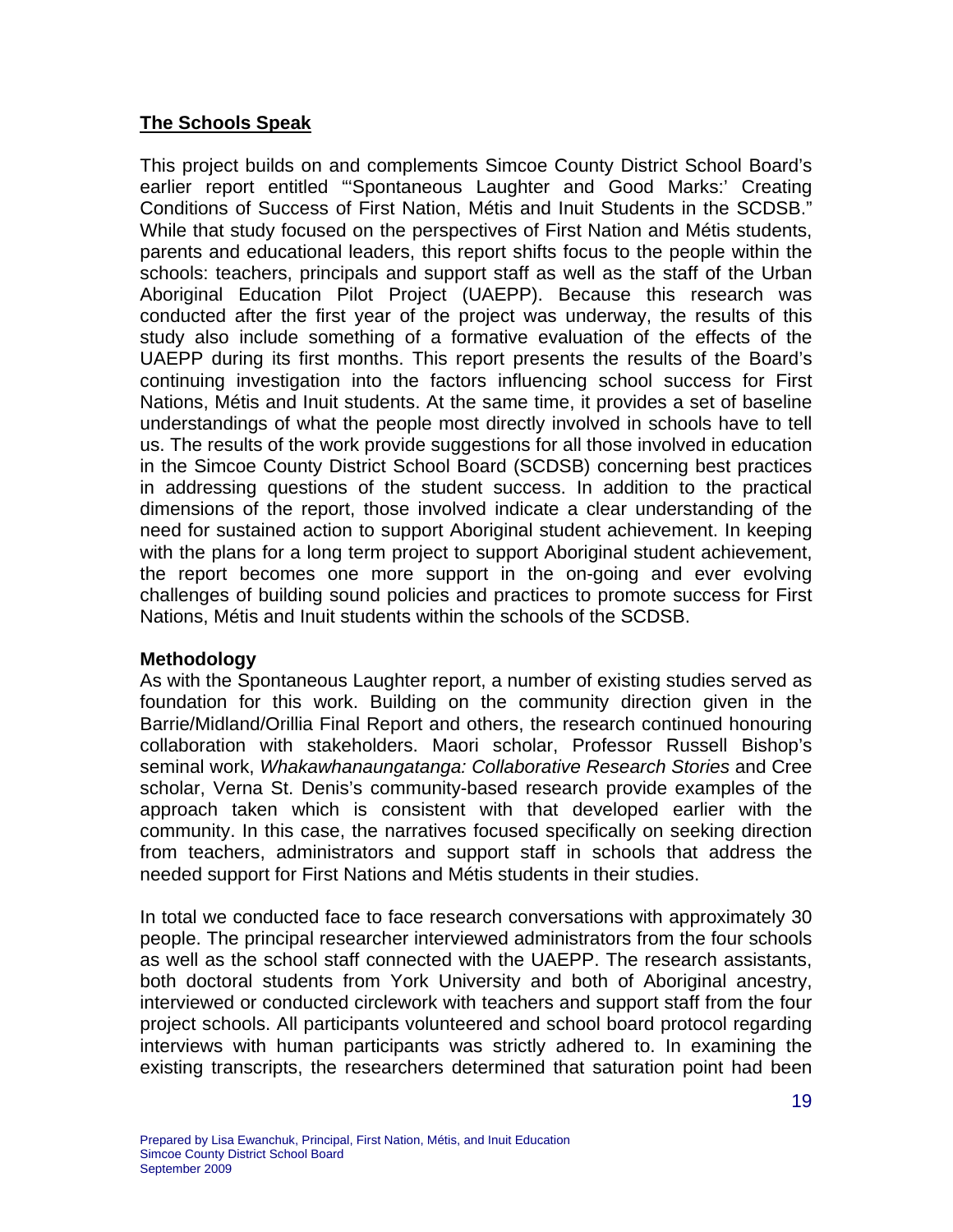## The Schools Speak

This project builds on and complements Simcoe County District School Board's earlier report entitled "'Spontaneous Laughter and Good Marks:' Creating Conditions of Success of First Nation, Métis and Inuit Students in the SCDSB." While that study focused on the perspectives of First Nation and Métis students, parents and educational leaders, this report shifts focus to the people within the schools: teachers, principals and support staff as well as the staff of the Urban Aboriginal Education Pilot Project (UAEPP). Because this research was conducted after the first year of the project was underway, the results of this study also include something of a formative evaluation of the effects of the UAEPP during its first months. This report presents the results of the Board's continuing investigation into the factors influencing school success for First Nations, Métis and Inuit students. At the same time, it provides a set of baseline understandings of what the people most directly involved in schools have to tell us. The results of the work provide suggestions for all those involved in education in the Simcoe County District School Board (SCDSB) concerning best practices in addressing questions of the student success. In addition to the practical dimensions of the report, those involved indicate a clear understanding of the need for sustained action to support Aboriginal student achievement. In keeping with the plans for a long term project to support Aboriginal student achievement, the report becomes one more support in the on-going and ever evolving challenges of building sound policies and practices to promote success for First Nations, Métis and Inuit students within the schools of the SCDSB.

### Methodology

As with the Spontaneous Laughter report, a number of existing studies served as foundation for this work. Building on the community direction given in the Barrie/Midland/Orillia Final Report and others, the research continued honouring collaboration with stakeholders. Maori scholar, Professor Russell Bishop's seminal work, *Whakawhanaungatanga: Collaborative Research Stories* and Cree scholar, Verna St. Denis's community-based research provide examples of the approach taken which is consistent with that developed earlier with the community. In this case, the narratives focused specifically on seeking direction from teachers, administrators and support staff in schools that address the needed support for First Nations and Métis students in their studies.

In total we conducted face to face research conversations with approximately 30 people. The principal researcher interviewed administrators from the four schools as well as the school staff connected with the UAEPP. The research assistants, both doctoral students from York University and both of Aboriginal ancestry, interviewed or conducted circlework with teachers and support staff from the four project schools. All participants volunteered and school board protocol regarding interviews with human participants was strictly adhered to. In examining the existing transcripts, the researchers determined that saturation point had been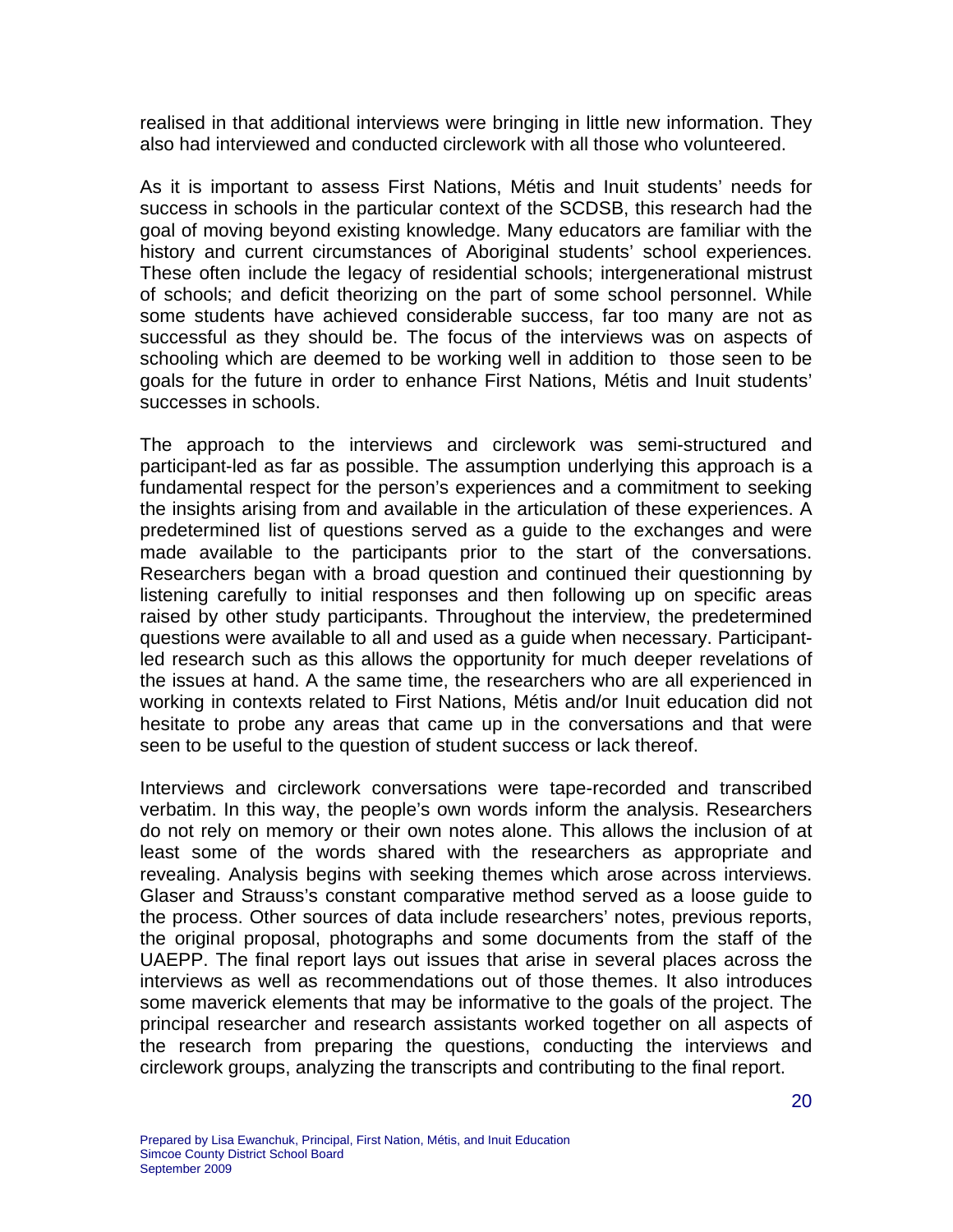realised in that additional interviews were bringing in little new information. They also had interviewed and conducted circlework with all those who volunteered.

As it is important to assess First Nations, Métis and Inuit students' needs for success in schools in the particular context of the SCDSB, this research had the goal of moving beyond existing knowledge. Many educators are familiar with the history and current circumstances of Aboriginal students' school experiences. These often include the legacy of residential schools; intergenerational mistrust of schools; and deficit theorizing on the part of some school personnel. While some students have achieved considerable success, far too many are not as successful as they should be. The focus of the interviews was on aspects of schooling which are deemed to be working well in addition to those seen to be goals for the future in order to enhance First Nations, Métis and Inuit students' successes in schools.

The approach to the interviews and circlework was semi-structured and participant-led as far as possible. The assumption underlying this approach is a fundamental respect for the person's experiences and a commitment to seeking the insights arising from and available in the articulation of these experiences. A predetermined list of questions served as a guide to the exchanges and were made available to the participants prior to the start of the conversations. Researchers began with a broad question and continued their questionning by listening carefully to initial responses and then following up on specific areas raised by other study participants. Throughout the interview, the predetermined questions were available to all and used as a guide when necessary. Participant-led research such as this allows the opportunity for much deeper revelations of the issues at hand. A the same time, the researchers who are all experienced in working in contexts related to First Nations, Métis and/or Inuit education did not hesitate to probe any areas that came up in the conversations and that were seen to be useful to the question of student success or lack thereof.

Interviews and circlework conversations were tape-recorded and transcribed verbatim. In this way, the people's own words inform the analysis. Researchers do not rely on memory or their own notes alone. This allows the inclusion of at least some of the words shared with the researchers as appropriate and revealing. Analysis begins with seeking themes which arose across interviews. Glaser and Strauss's constant comparative method served as a loose guide to the process. Other sources of data include researchers' notes, previous reports, the original proposal, photographs and some documents from the staff of the UAEPP. The final report lays out issues that arise in several places across the interviews as well as recommendations out of those themes. It also introduces some maverick elements that may be informative to the goals of the project. The principal researcher and research assistants worked together on all aspects of the research from preparing the questions, conducting the interviews and circlework groups, analyzing the transcripts and contributing to the final report.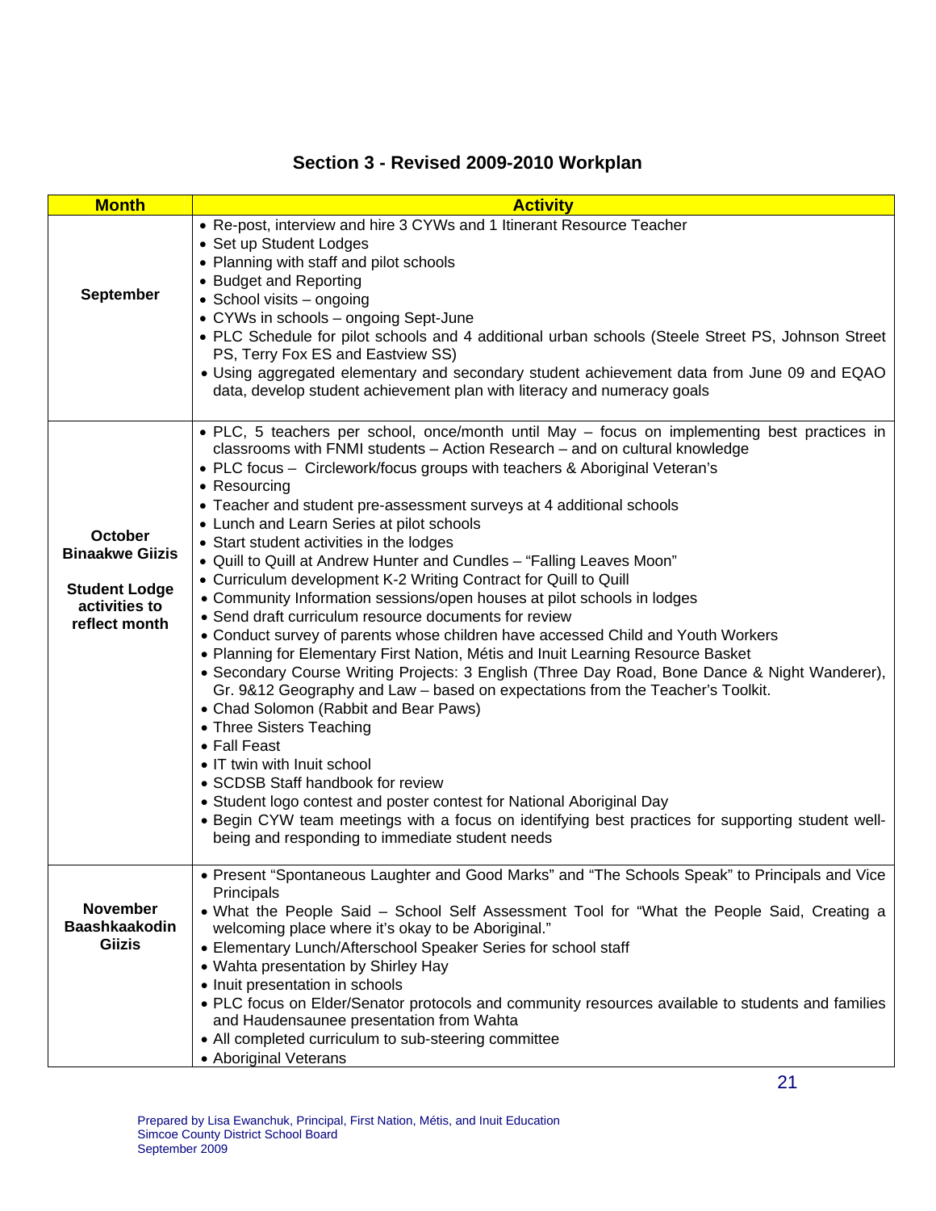## Section 3 - Revised 2009-2010 Workplan

| Month | Activity |
|---|---|
| **September** | • Re-post, interview and hire 3 CYWs and 1 Itinerant Resource Teacher<br>• Set up Student Lodges<br>• Planning with staff and pilot schools<br>• Budget and Reporting<br>• School visits – ongoing<br>• CYWs in schools – ongoing Sept-June<br>• PLC Schedule for pilot schools and 4 additional urban schools (Steele Street PS, Johnson Street PS, Terry Fox ES and Eastview SS)<br>• Using aggregated elementary and secondary student achievement data from June 09 and EQAO data, develop student achievement plan with literacy and numeracy goals |
| **October Binaakwe Giizis**<br><br>**Student Lodge activities to reflect month** | • PLC, 5 teachers per school, once/month until May – focus on implementing best practices in classrooms with FNMI students – Action Research – and on cultural knowledge<br>• PLC focus – Circlework/focus groups with teachers & Aboriginal Veteran's<br>• Resourcing<br>• Teacher and student pre-assessment surveys at 4 additional schools<br>• Lunch and Learn Series at pilot schools<br>• Start student activities in the lodges<br>• Quill to Quill at Andrew Hunter and Cundles – "Falling Leaves Moon"<br>• Curriculum development K-2 Writing Contract for Quill to Quill<br>• Community Information sessions/open houses at pilot schools in lodges<br>• Send draft curriculum resource documents for review<br>• Conduct survey of parents whose children have accessed Child and Youth Workers<br>• Planning for Elementary First Nation, Métis and Inuit Learning Resource Basket<br>• Secondary Course Writing Projects: 3 English (Three Day Road, Bone Dance & Night Wanderer), Gr. 9&12 Geography and Law – based on expectations from the Teacher's Toolkit.<br>• Chad Solomon (Rabbit and Bear Paws)<br>• Three Sisters Teaching<br>• Fall Feast<br>• IT twin with Inuit school<br>• SCDSB Staff handbook for review<br>• Student logo contest and poster contest for National Aboriginal Day<br>• Begin CYW team meetings with a focus on identifying best practices for supporting student well-being and responding to immediate student needs |
| **November Baashkaakodin Giizis** | • Present "Spontaneous Laughter and Good Marks" and "The Schools Speak" to Principals and Vice Principals<br>• What the People Said – School Self Assessment Tool for "What the People Said, Creating a welcoming place where it's okay to be Aboriginal."<br>• Elementary Lunch/Afterschool Speaker Series for school staff<br>• Wahta presentation by Shirley Hay<br>• Inuit presentation in schools<br>• PLC focus on Elder/Senator protocols and community resources available to students and families and Haudensaunee presentation from Wahta<br>• All completed curriculum to sub-steering committee<br>• Aboriginal Veterans |

Prepared by Lisa Ewanchuk, Principal, First Nation, Métis, and Inuit Education
Simcoe County District School Board
September 2009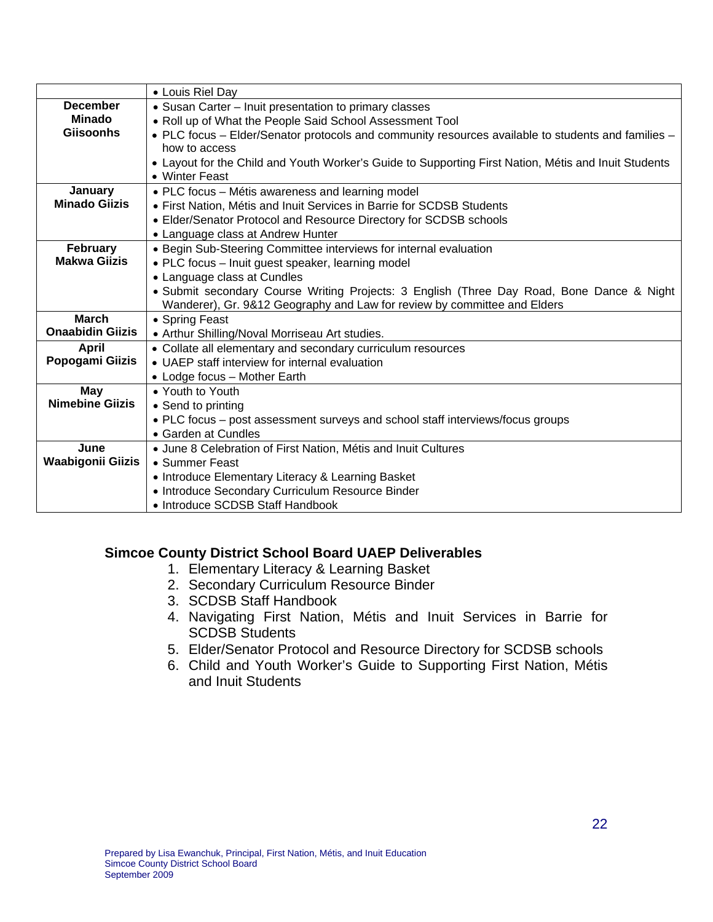|  |  |
|---|---|
|  | • Louis Riel Day |
| **December Minado Giisoonhs** | • Susan Carter – Inuit presentation to primary classes<br>• Roll up of What the People Said School Assessment Tool<br>• PLC focus – Elder/Senator protocols and community resources available to students and families – how to access<br>• Layout for the Child and Youth Worker's Guide to Supporting First Nation, Métis and Inuit Students<br>• Winter Feast |
| **January Minado Giizis** | • PLC focus – Métis awareness and learning model<br>• First Nation, Métis and Inuit Services in Barrie for SCDSB Students<br>• Elder/Senator Protocol and Resource Directory for SCDSB schools<br>• Language class at Andrew Hunter |
| **February Makwa Giizis** | • Begin Sub-Steering Committee interviews for internal evaluation<br>• PLC focus – Inuit guest speaker, learning model<br>• Language class at Cundles<br>• Submit secondary Course Writing Projects: 3 English (Three Day Road, Bone Dance & Night Wanderer), Gr. 9&12 Geography and Law for review by committee and Elders |
| **March Onaabidin Giizis** | • Spring Feast<br>• Arthur Shilling/Noval Morriseau Art studies. |
| **April Popogami Giizis** | • Collate all elementary and secondary curriculum resources<br>• UAEP staff interview for internal evaluation<br>• Lodge focus – Mother Earth |
| **May Nimebine Giizis** | • Youth to Youth<br>• Send to printing<br>• PLC focus – post assessment surveys and school staff interviews/focus groups<br>• Garden at Cundles |
| **June Waabigonii Giizis** | • June 8 Celebration of First Nation, Métis and Inuit Cultures<br>• Summer Feast<br>• Introduce Elementary Literacy & Learning Basket<br>• Introduce Secondary Curriculum Resource Binder<br>• Introduce SCDSB Staff Handbook |

### Simcoe County District School Board UAEP Deliverables

1. Elementary Literacy & Learning Basket
2. Secondary Curriculum Resource Binder
3. SCDSB Staff Handbook
4. Navigating First Nation, Métis and Inuit Services in Barrie for SCDSB Students
5. Elder/Senator Protocol and Resource Directory for SCDSB schools
6. Child and Youth Worker's Guide to Supporting First Nation, Métis and Inuit Students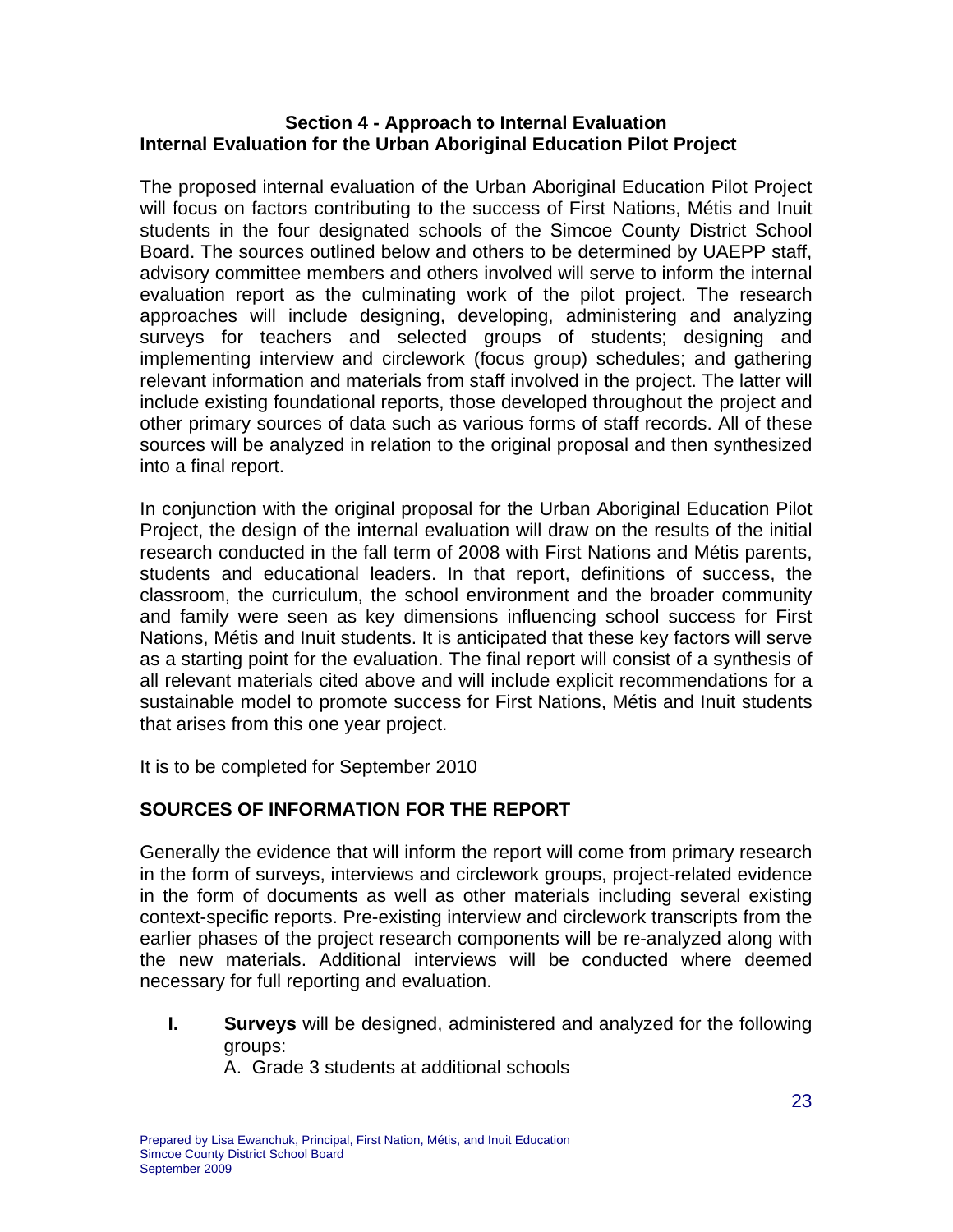## Section 4 - Approach to Internal Evaluation
## Internal Evaluation for the Urban Aboriginal Education Pilot Project

The proposed internal evaluation of the Urban Aboriginal Education Pilot Project will focus on factors contributing to the success of First Nations, Métis and Inuit students in the four designated schools of the Simcoe County District School Board. The sources outlined below and others to be determined by UAEPP staff, advisory committee members and others involved will serve to inform the internal evaluation report as the culminating work of the pilot project. The research approaches will include designing, developing, administering and analyzing surveys for teachers and selected groups of students; designing and implementing interview and circlework (focus group) schedules; and gathering relevant information and materials from staff involved in the project. The latter will include existing foundational reports, those developed throughout the project and other primary sources of data such as various forms of staff records. All of these sources will be analyzed in relation to the original proposal and then synthesized into a final report.

In conjunction with the original proposal for the Urban Aboriginal Education Pilot Project, the design of the internal evaluation will draw on the results of the initial research conducted in the fall term of 2008 with First Nations and Métis parents, students and educational leaders. In that report, definitions of success, the classroom, the curriculum, the school environment and the broader community and family were seen as key dimensions influencing school success for First Nations, Métis and Inuit students. It is anticipated that these key factors will serve as a starting point for the evaluation. The final report will consist of a synthesis of all relevant materials cited above and will include explicit recommendations for a sustainable model to promote success for First Nations, Métis and Inuit students that arises from this one year project.

It is to be completed for September 2010

### SOURCES OF INFORMATION FOR THE REPORT

Generally the evidence that will inform the report will come from primary research in the form of surveys, interviews and circlework groups, project-related evidence in the form of documents as well as other materials including several existing context-specific reports. Pre-existing interview and circlework transcripts from the earlier phases of the project research components will be re-analyzed along with the new materials. Additional interviews will be conducted where deemed necessary for full reporting and evaluation.

I. **Surveys** will be designed, administered and analyzed for the following groups:
   A. Grade 3 students at additional schools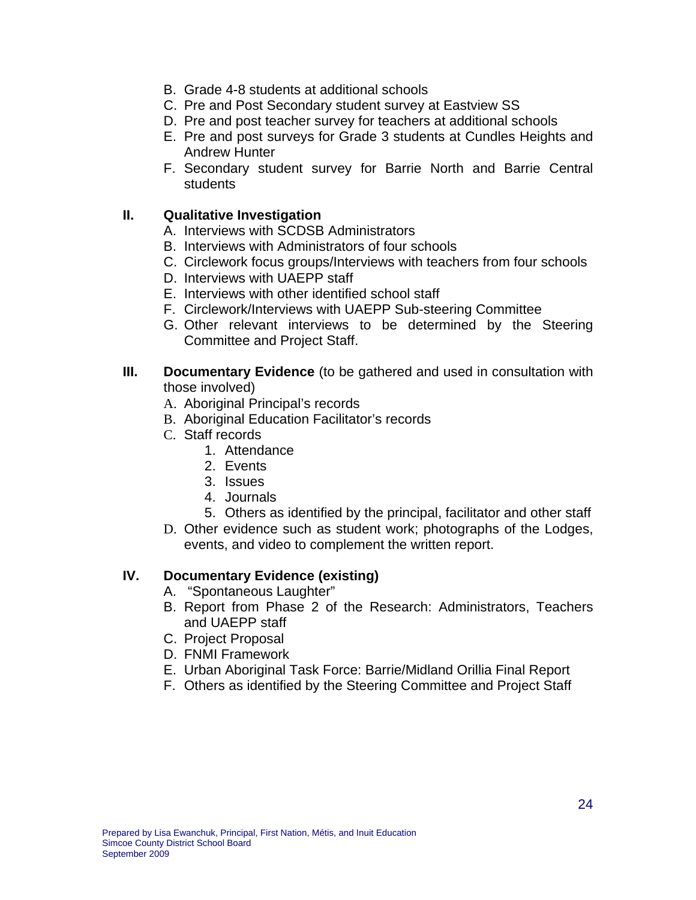B. Grade 4-8 students at additional schools
C. Pre and Post Secondary student survey at Eastview SS
D. Pre and post teacher survey for teachers at additional schools
E. Pre and post surveys for Grade 3 students at Cundles Heights and Andrew Hunter
F. Secondary student survey for Barrie North and Barrie Central students

**II. Qualitative Investigation**

A. Interviews with SCDSB Administrators
B. Interviews with Administrators of four schools
C. Circlework focus groups/Interviews with teachers from four schools
D. Interviews with UAEPP staff
E. Interviews with other identified school staff
F. Circlework/Interviews with UAEPP Sub-steering Committee
G. Other relevant interviews to be determined by the Steering Committee and Project Staff.

**III. Documentary Evidence** (to be gathered and used in consultation with those involved)

A. Aboriginal Principal's records
B. Aboriginal Education Facilitator's records
C. Staff records
   1. Attendance
   2. Events
   3. Issues
   4. Journals
   5. Others as identified by the principal, facilitator and other staff
D. Other evidence such as student work; photographs of the Lodges, events, and video to complement the written report.

**IV. Documentary Evidence (existing)**

A. "Spontaneous Laughter"
B. Report from Phase 2 of the Research: Administrators, Teachers and UAEPP staff
C. Project Proposal
D. FNMI Framework
E. Urban Aboriginal Task Force: Barrie/Midland Orillia Final Report
F. Others as identified by the Steering Committee and Project Staff